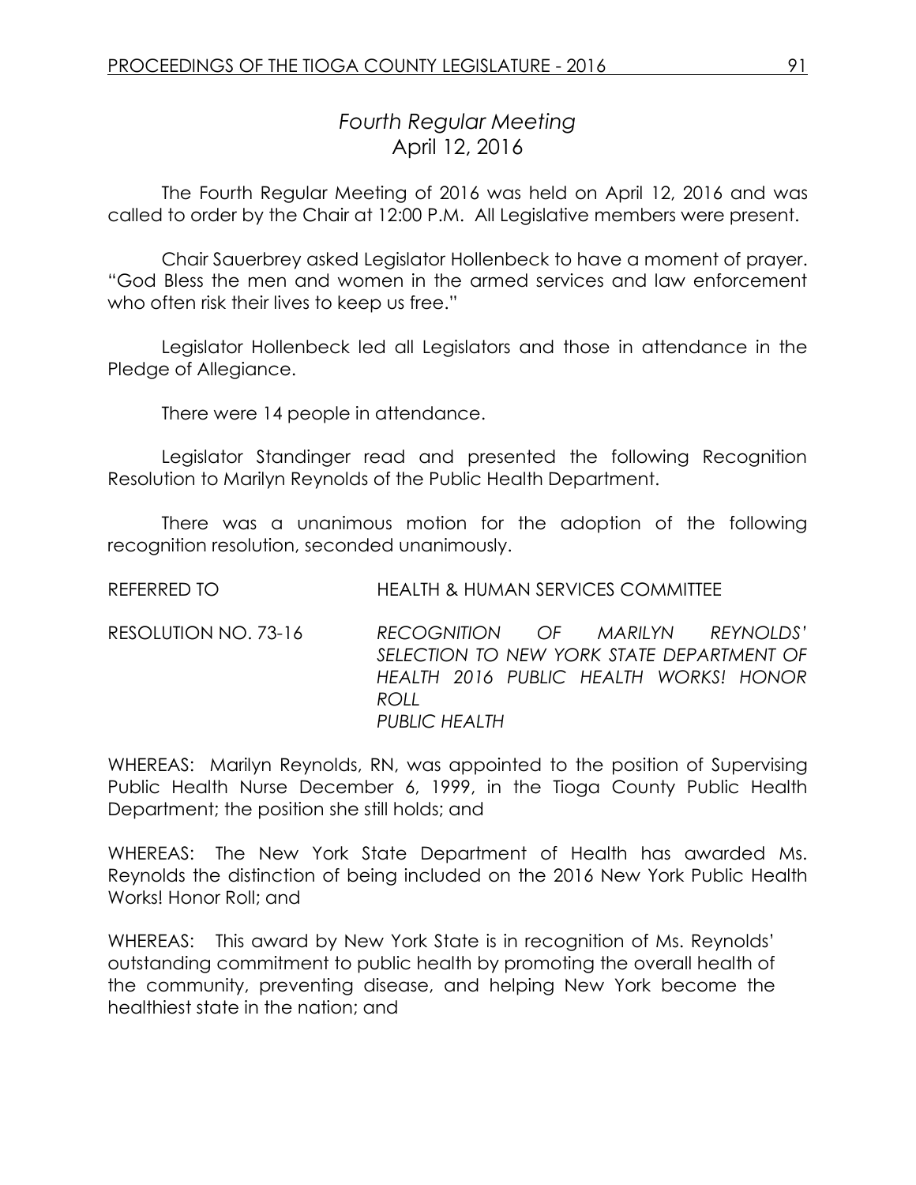# *Fourth Regular Meeting*
## April 12, 2016

The Fourth Regular Meeting of 2016 was held on April 12, 2016 and was called to order by the Chair at 12:00 P.M. All Legislative members were present.

Chair Sauerbrey asked Legislator Hollenbeck to have a moment of prayer. "God Bless the men and women in the armed services and law enforcement who often risk their lives to keep us free."

Legislator Hollenbeck led all Legislators and those in attendance in the Pledge of Allegiance.

There were 14 people in attendance.

Legislator Standinger read and presented the following Recognition Resolution to Marilyn Reynolds of the Public Health Department.

There was a unanimous motion for the adoption of the following recognition resolution, seconded unanimously.

REFERRED TO HEALTH & HUMAN SERVICES COMMITTEE

RESOLUTION NO. 73-16 *RECOGNITION OF MARILYN REYNOLDS' SELECTION TO NEW YORK STATE DEPARTMENT OF HEALTH 2016 PUBLIC HEALTH WORKS! HONOR ROLL*
*PUBLIC HEALTH*

WHEREAS: Marilyn Reynolds, RN, was appointed to the position of Supervising Public Health Nurse December 6, 1999, in the Tioga County Public Health Department; the position she still holds; and

WHEREAS: The New York State Department of Health has awarded Ms. Reynolds the distinction of being included on the 2016 New York Public Health Works! Honor Roll; and

WHEREAS: This award by New York State is in recognition of Ms. Reynolds' outstanding commitment to public health by promoting the overall health of the community, preventing disease, and helping New York become the healthiest state in the nation; and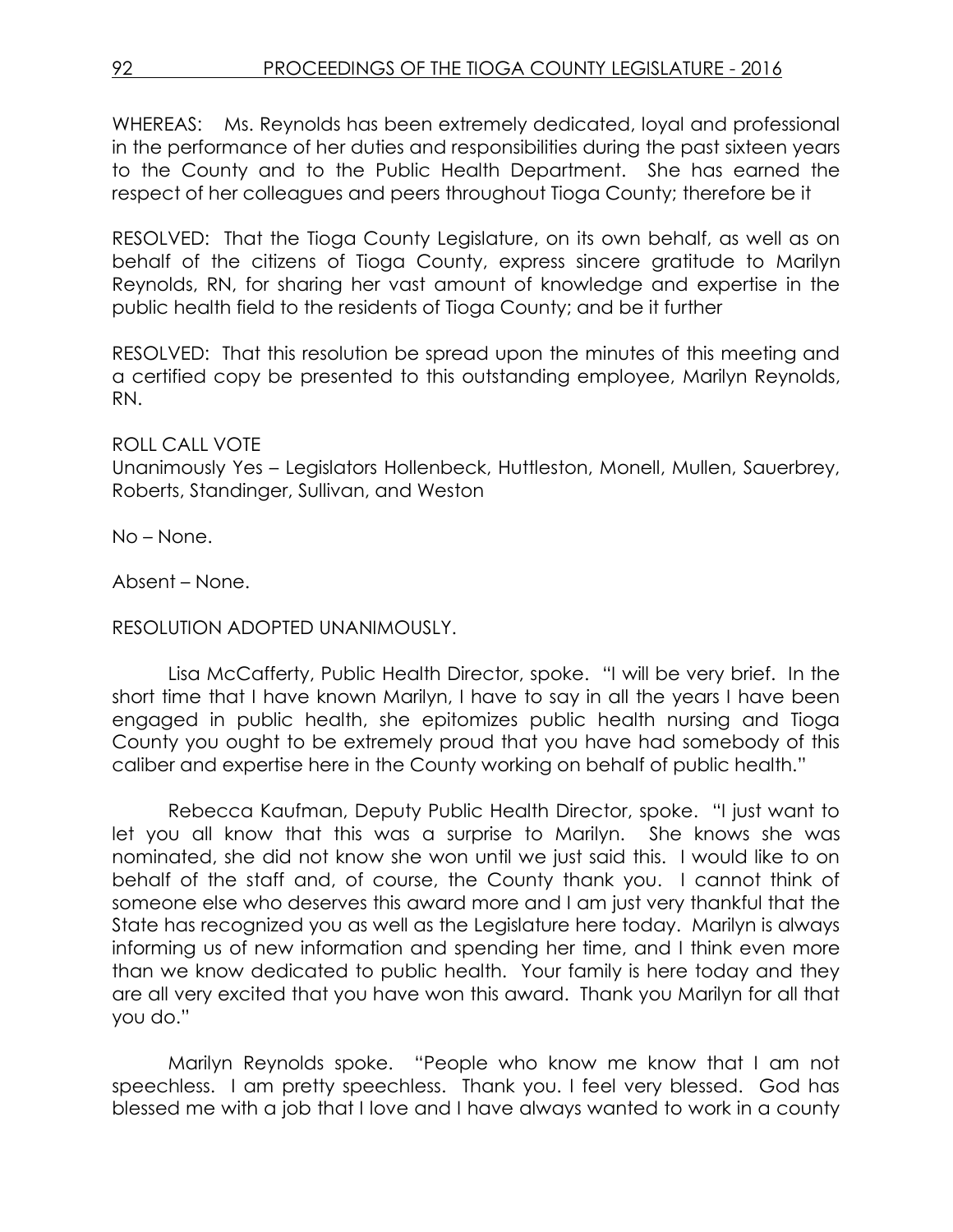WHEREAS: Ms. Reynolds has been extremely dedicated, loyal and professional in the performance of her duties and responsibilities during the past sixteen years to the County and to the Public Health Department. She has earned the respect of her colleagues and peers throughout Tioga County; therefore be it

RESOLVED: That the Tioga County Legislature, on its own behalf, as well as on behalf of the citizens of Tioga County, express sincere gratitude to Marilyn Reynolds, RN, for sharing her vast amount of knowledge and expertise in the public health field to the residents of Tioga County; and be it further

RESOLVED: That this resolution be spread upon the minutes of this meeting and a certified copy be presented to this outstanding employee, Marilyn Reynolds, RN.

ROLL CALL VOTE
Unanimously Yes – Legislators Hollenbeck, Huttleston, Monell, Mullen, Sauerbrey, Roberts, Standinger, Sullivan, and Weston

No – None.

Absent – None.

RESOLUTION ADOPTED UNANIMOUSLY.

Lisa McCafferty, Public Health Director, spoke. "I will be very brief. In the short time that I have known Marilyn, I have to say in all the years I have been engaged in public health, she epitomizes public health nursing and Tioga County you ought to be extremely proud that you have had somebody of this caliber and expertise here in the County working on behalf of public health."

Rebecca Kaufman, Deputy Public Health Director, spoke. "I just want to let you all know that this was a surprise to Marilyn. She knows she was nominated, she did not know she won until we just said this. I would like to on behalf of the staff and, of course, the County thank you. I cannot think of someone else who deserves this award more and I am just very thankful that the State has recognized you as well as the Legislature here today. Marilyn is always informing us of new information and spending her time, and I think even more than we know dedicated to public health. Your family is here today and they are all very excited that you have won this award. Thank you Marilyn for all that you do."

Marilyn Reynolds spoke. "People who know me know that I am not speechless. I am pretty speechless. Thank you. I feel very blessed. God has blessed me with a job that I love and I have always wanted to work in a county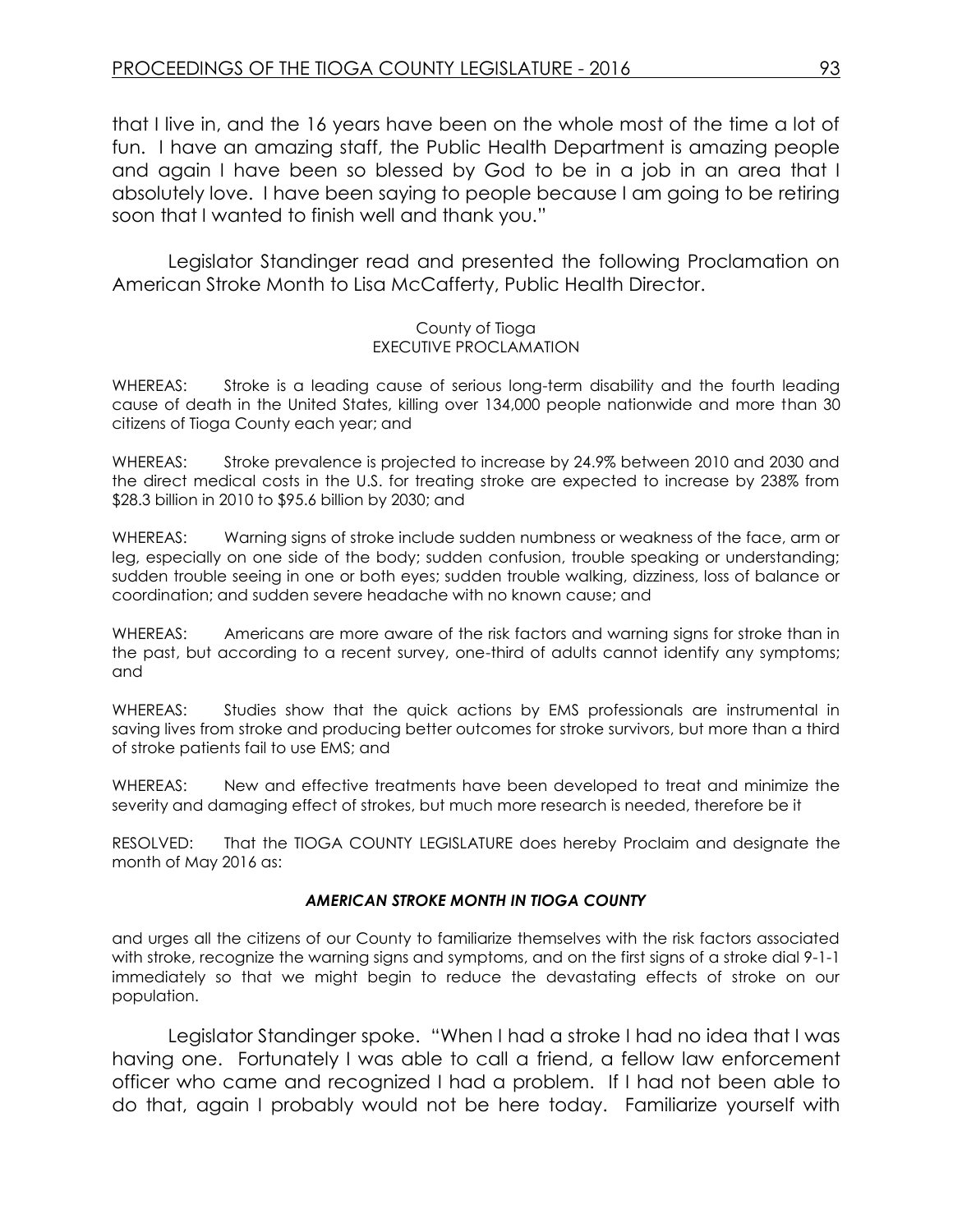that I live in, and the 16 years have been on the whole most of the time a lot of fun. I have an amazing staff, the Public Health Department is amazing people and again I have been so blessed by God to be in a job in an area that I absolutely love. I have been saying to people because I am going to be retiring soon that I wanted to finish well and thank you."

Legislator Standinger read and presented the following Proclamation on American Stroke Month to Lisa McCafferty, Public Health Director.

County of Tioga
EXECUTIVE PROCLAMATION

WHEREAS: Stroke is a leading cause of serious long-term disability and the fourth leading cause of death in the United States, killing over 134,000 people nationwide and more than 30 citizens of Tioga County each year; and

WHEREAS: Stroke prevalence is projected to increase by 24.9% between 2010 and 2030 and the direct medical costs in the U.S. for treating stroke are expected to increase by 238% from $28.3 billion in 2010 to $95.6 billion by 2030; and

WHEREAS: Warning signs of stroke include sudden numbness or weakness of the face, arm or leg, especially on one side of the body; sudden confusion, trouble speaking or understanding; sudden trouble seeing in one or both eyes; sudden trouble walking, dizziness, loss of balance or coordination; and sudden severe headache with no known cause; and

WHEREAS: Americans are more aware of the risk factors and warning signs for stroke than in the past, but according to a recent survey, one-third of adults cannot identify any symptoms; and

WHEREAS: Studies show that the quick actions by EMS professionals are instrumental in saving lives from stroke and producing better outcomes for stroke survivors, but more than a third of stroke patients fail to use EMS; and

WHEREAS: New and effective treatments have been developed to treat and minimize the severity and damaging effect of strokes, but much more research is needed, therefore be it

RESOLVED: That the TIOGA COUNTY LEGISLATURE does hereby Proclaim and designate the month of May 2016 as:

***AMERICAN STROKE MONTH IN TIOGA COUNTY***

and urges all the citizens of our County to familiarize themselves with the risk factors associated with stroke, recognize the warning signs and symptoms, and on the first signs of a stroke dial 9-1-1 immediately so that we might begin to reduce the devastating effects of stroke on our population.

Legislator Standinger spoke. "When I had a stroke I had no idea that I was having one. Fortunately I was able to call a friend, a fellow law enforcement officer who came and recognized I had a problem. If I had not been able to do that, again I probably would not be here today. Familiarize yourself with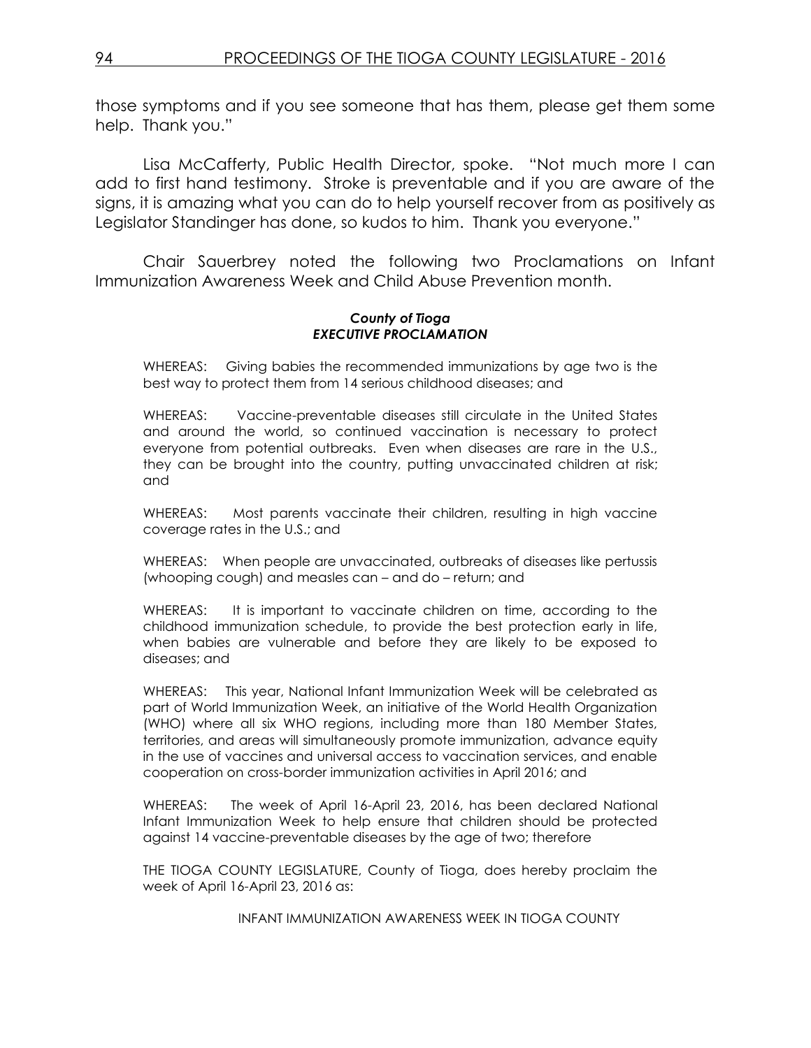those symptoms and if you see someone that has them, please get them some help. Thank you."

Lisa McCafferty, Public Health Director, spoke. "Not much more I can add to first hand testimony. Stroke is preventable and if you are aware of the signs, it is amazing what you can do to help yourself recover from as positively as Legislator Standinger has done, so kudos to him. Thank you everyone."

Chair Sauerbrey noted the following two Proclamations on Infant Immunization Awareness Week and Child Abuse Prevention month.

***County of Tioga***
***EXECUTIVE PROCLAMATION***

WHEREAS: Giving babies the recommended immunizations by age two is the best way to protect them from 14 serious childhood diseases; and

WHEREAS: Vaccine-preventable diseases still circulate in the United States and around the world, so continued vaccination is necessary to protect everyone from potential outbreaks. Even when diseases are rare in the U.S., they can be brought into the country, putting unvaccinated children at risk; and

WHEREAS: Most parents vaccinate their children, resulting in high vaccine coverage rates in the U.S.; and

WHEREAS: When people are unvaccinated, outbreaks of diseases like pertussis (whooping cough) and measles can – and do – return; and

WHEREAS: It is important to vaccinate children on time, according to the childhood immunization schedule, to provide the best protection early in life, when babies are vulnerable and before they are likely to be exposed to diseases; and

WHEREAS: This year, National Infant Immunization Week will be celebrated as part of World Immunization Week, an initiative of the World Health Organization (WHO) where all six WHO regions, including more than 180 Member States, territories, and areas will simultaneously promote immunization, advance equity in the use of vaccines and universal access to vaccination services, and enable cooperation on cross-border immunization activities in April 2016; and

WHEREAS: The week of April 16-April 23, 2016, has been declared National Infant Immunization Week to help ensure that children should be protected against 14 vaccine-preventable diseases by the age of two; therefore

THE TIOGA COUNTY LEGISLATURE, County of Tioga, does hereby proclaim the week of April 16-April 23, 2016 as:

INFANT IMMUNIZATION AWARENESS WEEK IN TIOGA COUNTY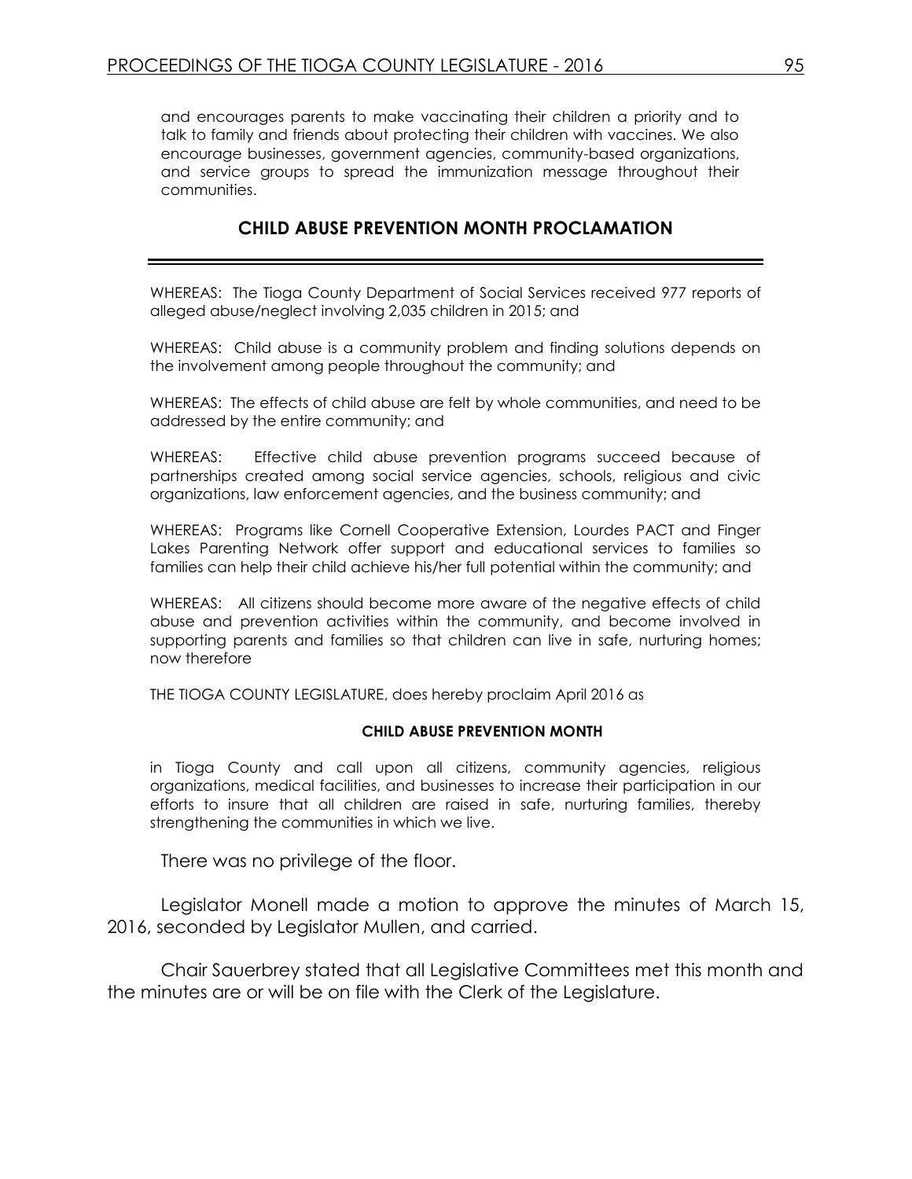and encourages parents to make vaccinating their children a priority and to talk to family and friends about protecting their children with vaccines. We also encourage businesses, government agencies, community-based organizations, and service groups to spread the immunization message throughout their communities.

## CHILD ABUSE PREVENTION MONTH PROCLAMATION

WHEREAS: The Tioga County Department of Social Services received 977 reports of alleged abuse/neglect involving 2,035 children in 2015; and

WHEREAS: Child abuse is a community problem and finding solutions depends on the involvement among people throughout the community; and

WHEREAS: The effects of child abuse are felt by whole communities, and need to be addressed by the entire community; and

WHEREAS: Effective child abuse prevention programs succeed because of partnerships created among social service agencies, schools, religious and civic organizations, law enforcement agencies, and the business community; and

WHEREAS: Programs like Cornell Cooperative Extension, Lourdes PACT and Finger Lakes Parenting Network offer support and educational services to families so families can help their child achieve his/her full potential within the community; and

WHEREAS: All citizens should become more aware of the negative effects of child abuse and prevention activities within the community, and become involved in supporting parents and families so that children can live in safe, nurturing homes; now therefore

THE TIOGA COUNTY LEGISLATURE, does hereby proclaim April 2016 as

**CHILD ABUSE PREVENTION MONTH**

in Tioga County and call upon all citizens, community agencies, religious organizations, medical facilities, and businesses to increase their participation in our efforts to insure that all children are raised in safe, nurturing families, thereby strengthening the communities in which we live.

There was no privilege of the floor.

Legislator Monell made a motion to approve the minutes of March 15, 2016, seconded by Legislator Mullen, and carried.

Chair Sauerbrey stated that all Legislative Committees met this month and the minutes are or will be on file with the Clerk of the Legislature.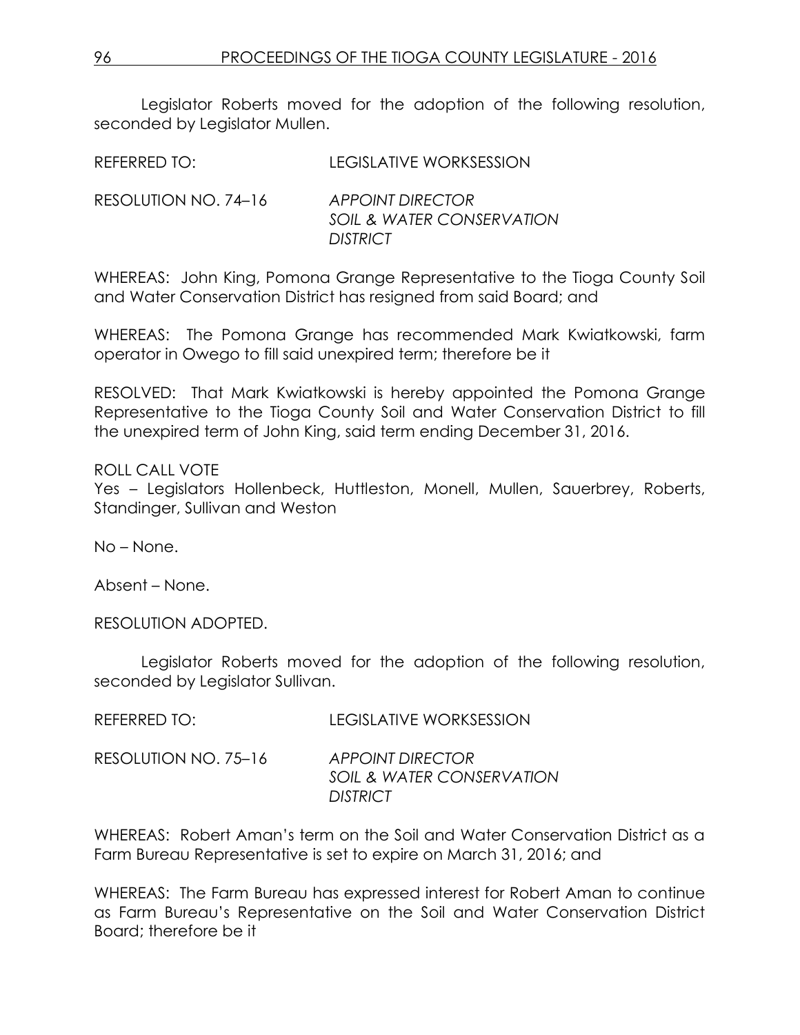Legislator Roberts moved for the adoption of the following resolution, seconded by Legislator Mullen.

REFERRED TO: LEGISLATIVE WORKSESSION

RESOLUTION NO. 74–16 *APPOINT DIRECTOR SOIL & WATER CONSERVATION DISTRICT*

WHEREAS: John King, Pomona Grange Representative to the Tioga County Soil and Water Conservation District has resigned from said Board; and

WHEREAS: The Pomona Grange has recommended Mark Kwiatkowski, farm operator in Owego to fill said unexpired term; therefore be it

RESOLVED: That Mark Kwiatkowski is hereby appointed the Pomona Grange Representative to the Tioga County Soil and Water Conservation District to fill the unexpired term of John King, said term ending December 31, 2016.

ROLL CALL VOTE
Yes – Legislators Hollenbeck, Huttleston, Monell, Mullen, Sauerbrey, Roberts, Standinger, Sullivan and Weston

No – None.

Absent – None.

RESOLUTION ADOPTED.

Legislator Roberts moved for the adoption of the following resolution, seconded by Legislator Sullivan.

REFERRED TO: LEGISLATIVE WORKSESSION

RESOLUTION NO. 75–16 *APPOINT DIRECTOR SOIL & WATER CONSERVATION DISTRICT*

WHEREAS: Robert Aman's term on the Soil and Water Conservation District as a Farm Bureau Representative is set to expire on March 31, 2016; and

WHEREAS: The Farm Bureau has expressed interest for Robert Aman to continue as Farm Bureau's Representative on the Soil and Water Conservation District Board; therefore be it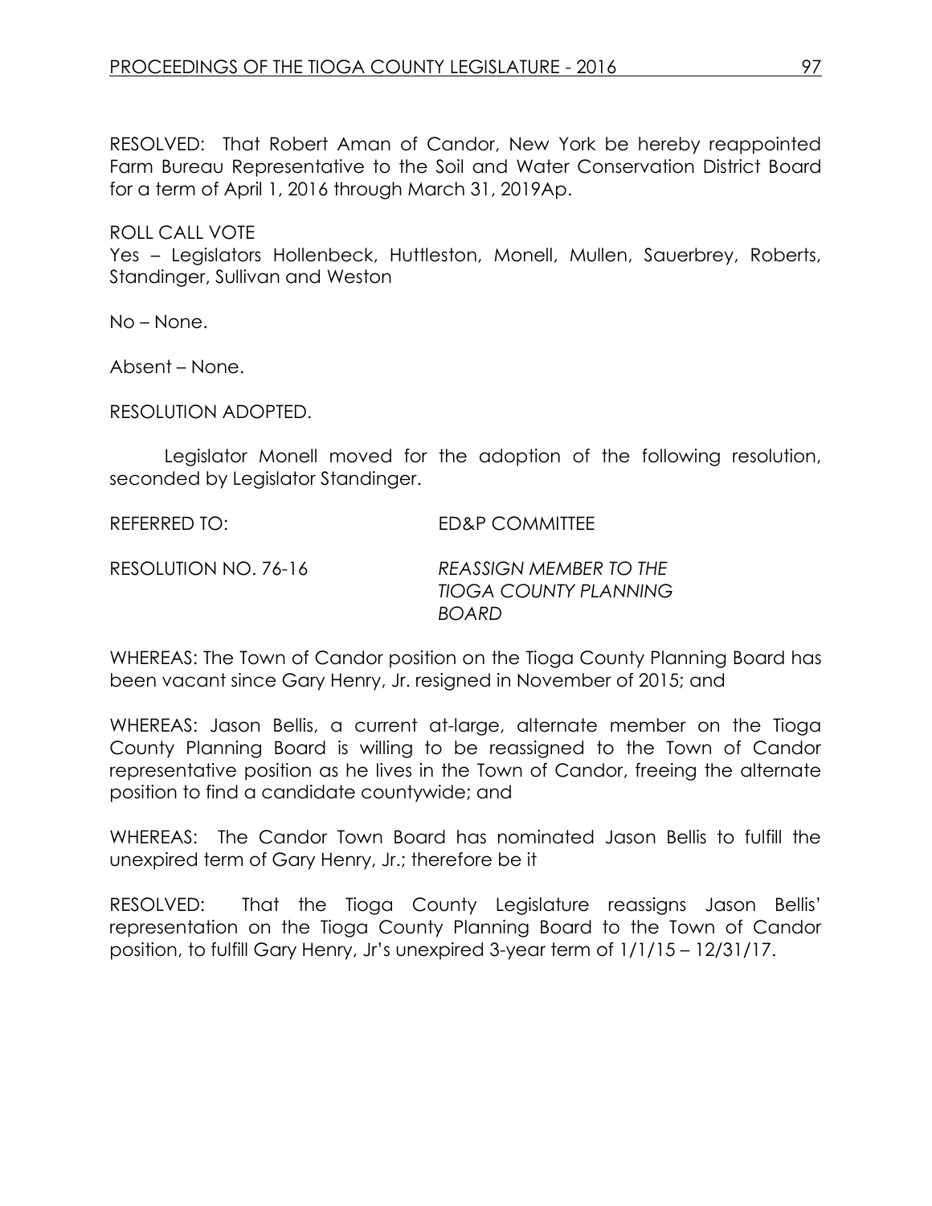RESOLVED: That Robert Aman of Candor, New York be hereby reappointed Farm Bureau Representative to the Soil and Water Conservation District Board for a term of April 1, 2016 through March 31, 2019Ap.

ROLL CALL VOTE
Yes – Legislators Hollenbeck, Huttleston, Monell, Mullen, Sauerbrey, Roberts, Standinger, Sullivan and Weston

No – None.

Absent – None.

RESOLUTION ADOPTED.

Legislator Monell moved for the adoption of the following resolution, seconded by Legislator Standinger.

REFERRED TO: ED&P COMMITTEE

RESOLUTION NO. 76-16 *REASSIGN MEMBER TO THE TIOGA COUNTY PLANNING BOARD*

WHEREAS: The Town of Candor position on the Tioga County Planning Board has been vacant since Gary Henry, Jr. resigned in November of 2015; and

WHEREAS: Jason Bellis, a current at-large, alternate member on the Tioga County Planning Board is willing to be reassigned to the Town of Candor representative position as he lives in the Town of Candor, freeing the alternate position to find a candidate countywide; and

WHEREAS: The Candor Town Board has nominated Jason Bellis to fulfill the unexpired term of Gary Henry, Jr.; therefore be it

RESOLVED: That the Tioga County Legislature reassigns Jason Bellis' representation on the Tioga County Planning Board to the Town of Candor position, to fulfill Gary Henry, Jr's unexpired 3-year term of 1/1/15 – 12/31/17.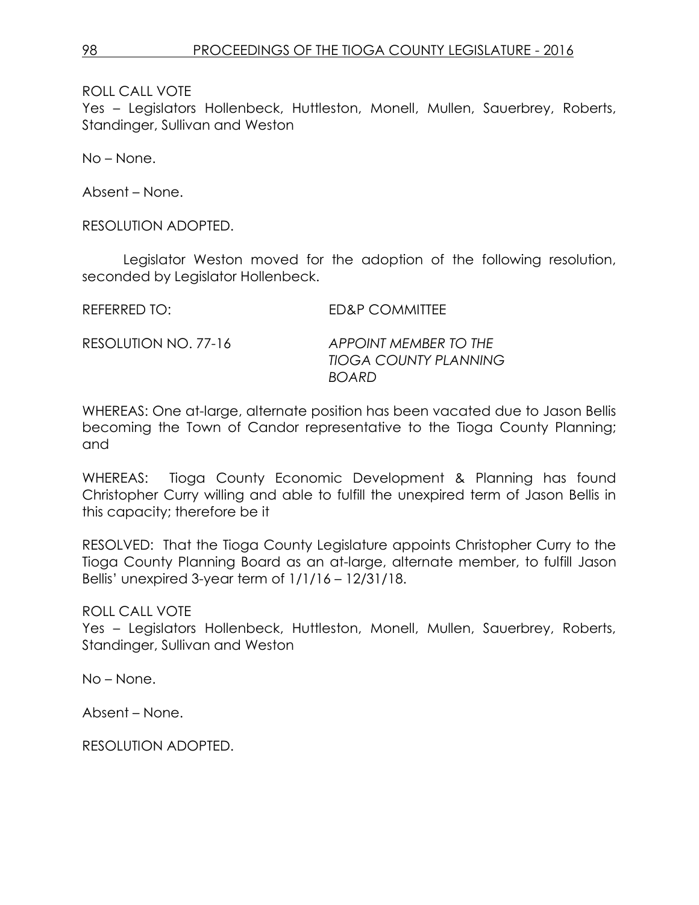ROLL CALL VOTE
Yes – Legislators Hollenbeck, Huttleston, Monell, Mullen, Sauerbrey, Roberts, Standinger, Sullivan and Weston

No – None.

Absent – None.

RESOLUTION ADOPTED.

Legislator Weston moved for the adoption of the following resolution, seconded by Legislator Hollenbeck.

REFERRED TO: ED&P COMMITTEE

RESOLUTION NO. 77-16 *APPOINT MEMBER TO THE TIOGA COUNTY PLANNING BOARD*

WHEREAS: One at-large, alternate position has been vacated due to Jason Bellis becoming the Town of Candor representative to the Tioga County Planning; and

WHEREAS: Tioga County Economic Development & Planning has found Christopher Curry willing and able to fulfill the unexpired term of Jason Bellis in this capacity; therefore be it

RESOLVED: That the Tioga County Legislature appoints Christopher Curry to the Tioga County Planning Board as an at-large, alternate member, to fulfill Jason Bellis' unexpired 3-year term of 1/1/16 – 12/31/18.

ROLL CALL VOTE
Yes – Legislators Hollenbeck, Huttleston, Monell, Mullen, Sauerbrey, Roberts, Standinger, Sullivan and Weston

No – None.

Absent – None.

RESOLUTION ADOPTED.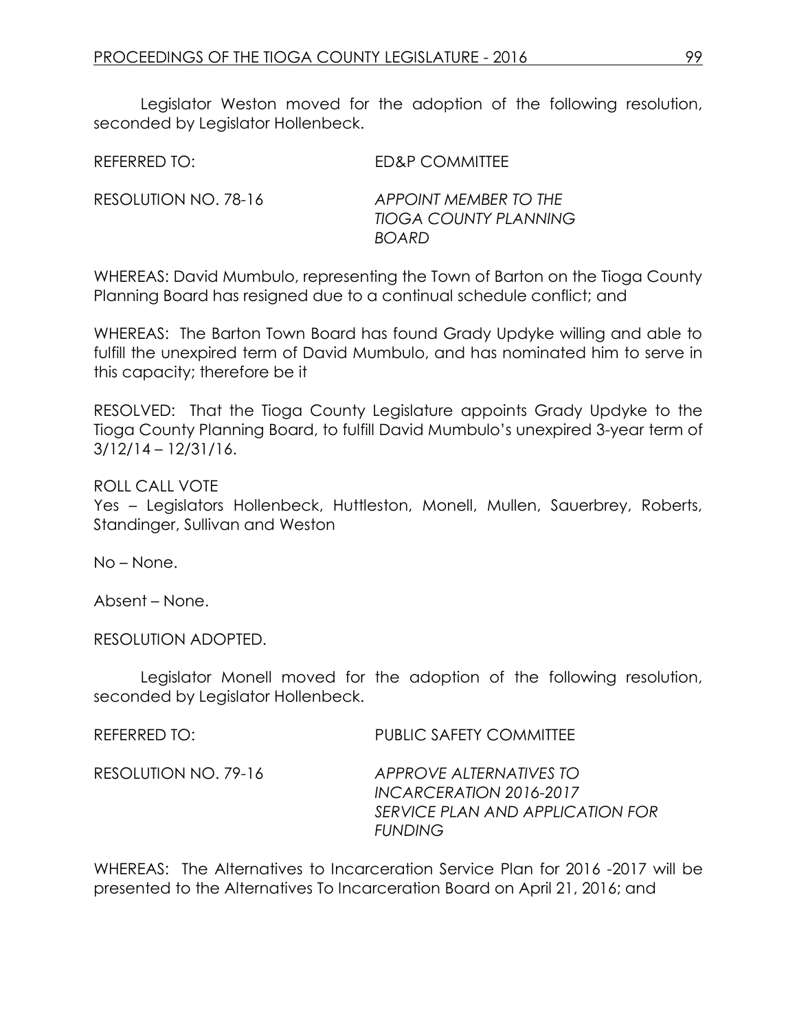Legislator Weston moved for the adoption of the following resolution, seconded by Legislator Hollenbeck.

REFERRED TO: ED&P COMMITTEE

RESOLUTION NO. 78-16 *APPOINT MEMBER TO THE TIOGA COUNTY PLANNING BOARD*

WHEREAS: David Mumbulo, representing the Town of Barton on the Tioga County Planning Board has resigned due to a continual schedule conflict; and

WHEREAS: The Barton Town Board has found Grady Updyke willing and able to fulfill the unexpired term of David Mumbulo, and has nominated him to serve in this capacity; therefore be it

RESOLVED: That the Tioga County Legislature appoints Grady Updyke to the Tioga County Planning Board, to fulfill David Mumbulo's unexpired 3-year term of 3/12/14 – 12/31/16.

ROLL CALL VOTE
Yes – Legislators Hollenbeck, Huttleston, Monell, Mullen, Sauerbrey, Roberts, Standinger, Sullivan and Weston

No – None.

Absent – None.

RESOLUTION ADOPTED.

Legislator Monell moved for the adoption of the following resolution, seconded by Legislator Hollenbeck.

REFERRED TO: PUBLIC SAFETY COMMITTEE

RESOLUTION NO. 79-16 *APPROVE ALTERNATIVES TO INCARCERATION 2016-2017 SERVICE PLAN AND APPLICATION FOR FUNDING*

WHEREAS: The Alternatives to Incarceration Service Plan for 2016 -2017 will be presented to the Alternatives To Incarceration Board on April 21, 2016; and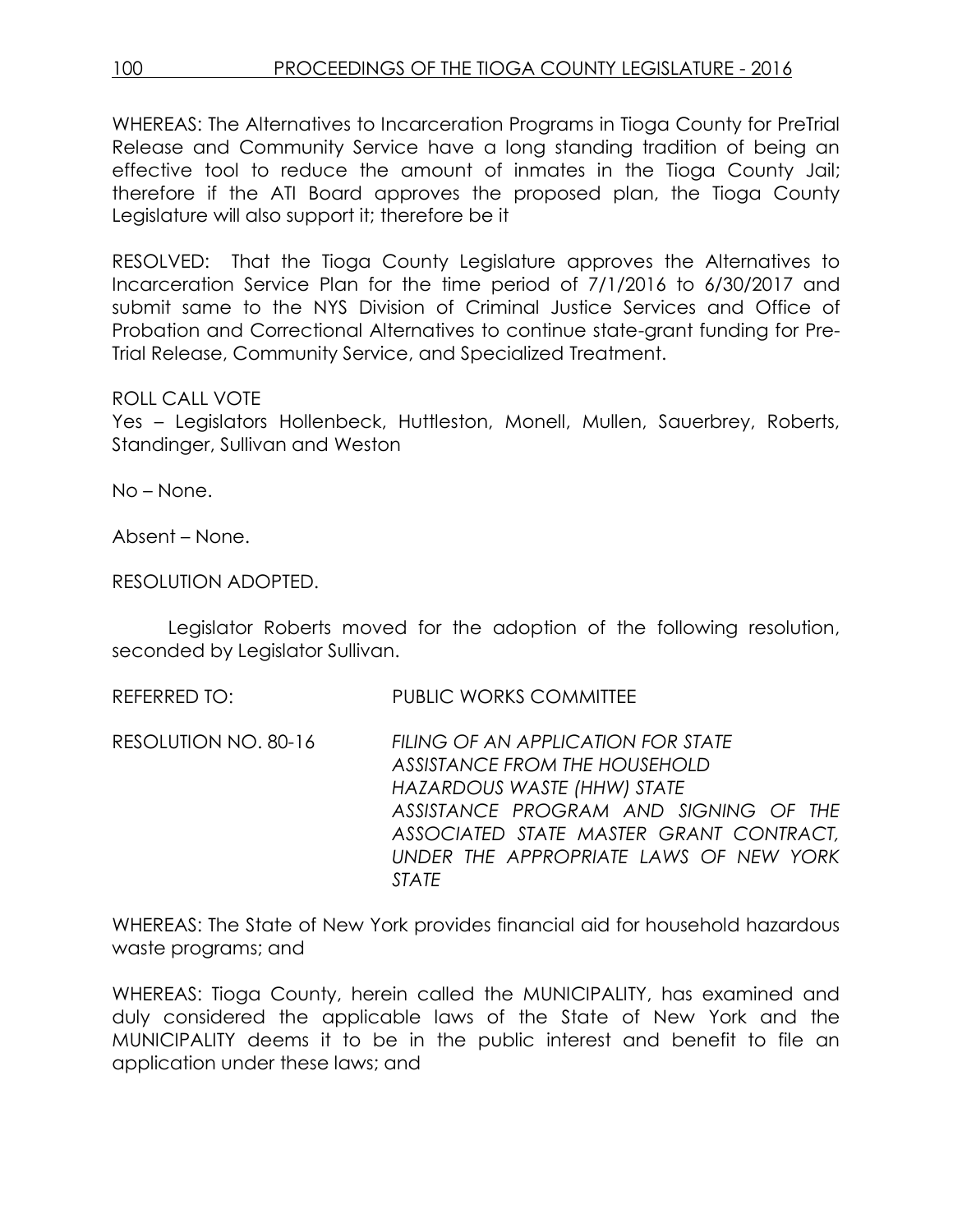WHEREAS: The Alternatives to Incarceration Programs in Tioga County for PreTrial Release and Community Service have a long standing tradition of being an effective tool to reduce the amount of inmates in the Tioga County Jail; therefore if the ATI Board approves the proposed plan, the Tioga County Legislature will also support it; therefore be it

RESOLVED: That the Tioga County Legislature approves the Alternatives to Incarceration Service Plan for the time period of 7/1/2016 to 6/30/2017 and submit same to the NYS Division of Criminal Justice Services and Office of Probation and Correctional Alternatives to continue state-grant funding for Pre-Trial Release, Community Service, and Specialized Treatment.

ROLL CALL VOTE
Yes – Legislators Hollenbeck, Huttleston, Monell, Mullen, Sauerbrey, Roberts, Standinger, Sullivan and Weston

No – None.

Absent – None.

RESOLUTION ADOPTED.

Legislator Roberts moved for the adoption of the following resolution, seconded by Legislator Sullivan.

REFERRED TO: PUBLIC WORKS COMMITTEE

RESOLUTION NO. 80-16 *FILING OF AN APPLICATION FOR STATE ASSISTANCE FROM THE HOUSEHOLD HAZARDOUS WASTE (HHW) STATE ASSISTANCE PROGRAM AND SIGNING OF THE ASSOCIATED STATE MASTER GRANT CONTRACT, UNDER THE APPROPRIATE LAWS OF NEW YORK STATE*

WHEREAS: The State of New York provides financial aid for household hazardous waste programs; and

WHEREAS: Tioga County, herein called the MUNICIPALITY, has examined and duly considered the applicable laws of the State of New York and the MUNICIPALITY deems it to be in the public interest and benefit to file an application under these laws; and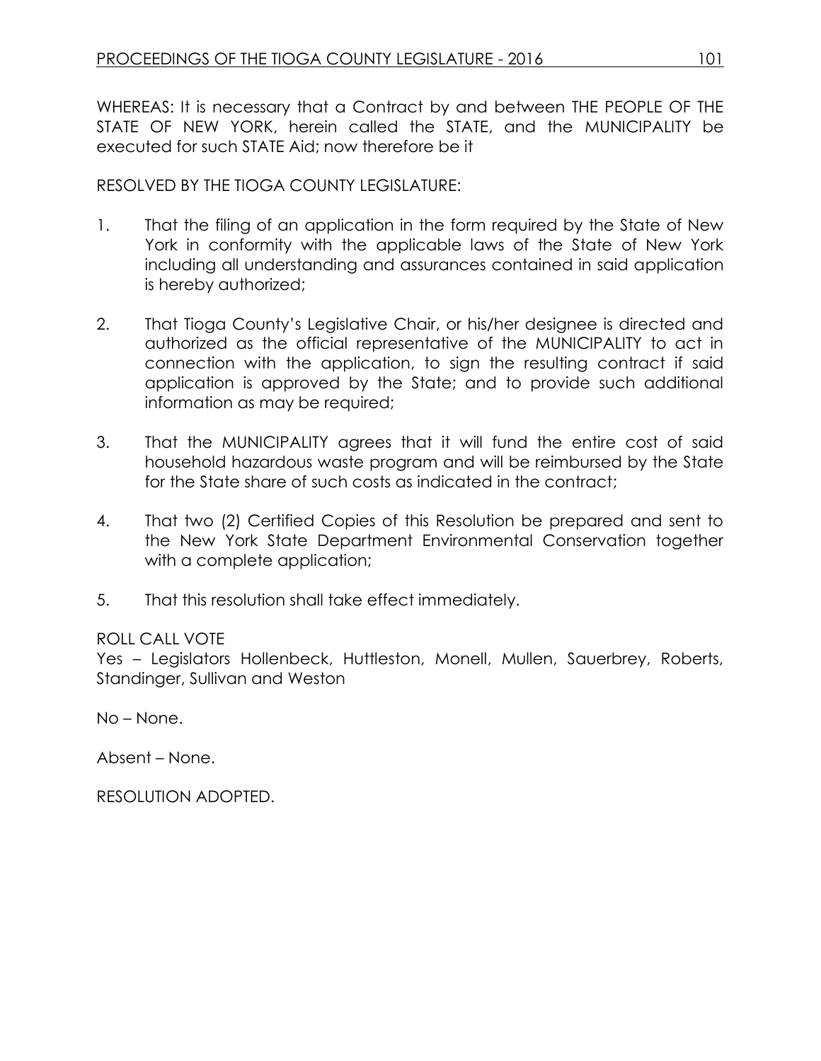WHEREAS: It is necessary that a Contract by and between THE PEOPLE OF THE STATE OF NEW YORK, herein called the STATE, and the MUNICIPALITY be executed for such STATE Aid; now therefore be it

RESOLVED BY THE TIOGA COUNTY LEGISLATURE:

1. That the filing of an application in the form required by the State of New York in conformity with the applicable laws of the State of New York including all understanding and assurances contained in said application is hereby authorized;

2. That Tioga County's Legislative Chair, or his/her designee is directed and authorized as the official representative of the MUNICIPALITY to act in connection with the application, to sign the resulting contract if said application is approved by the State; and to provide such additional information as may be required;

3. That the MUNICIPALITY agrees that it will fund the entire cost of said household hazardous waste program and will be reimbursed by the State for the State share of such costs as indicated in the contract;

4. That two (2) Certified Copies of this Resolution be prepared and sent to the New York State Department Environmental Conservation together with a complete application;

5. That this resolution shall take effect immediately.

ROLL CALL VOTE
Yes – Legislators Hollenbeck, Huttleston, Monell, Mullen, Sauerbrey, Roberts, Standinger, Sullivan and Weston

No – None.

Absent – None.

RESOLUTION ADOPTED.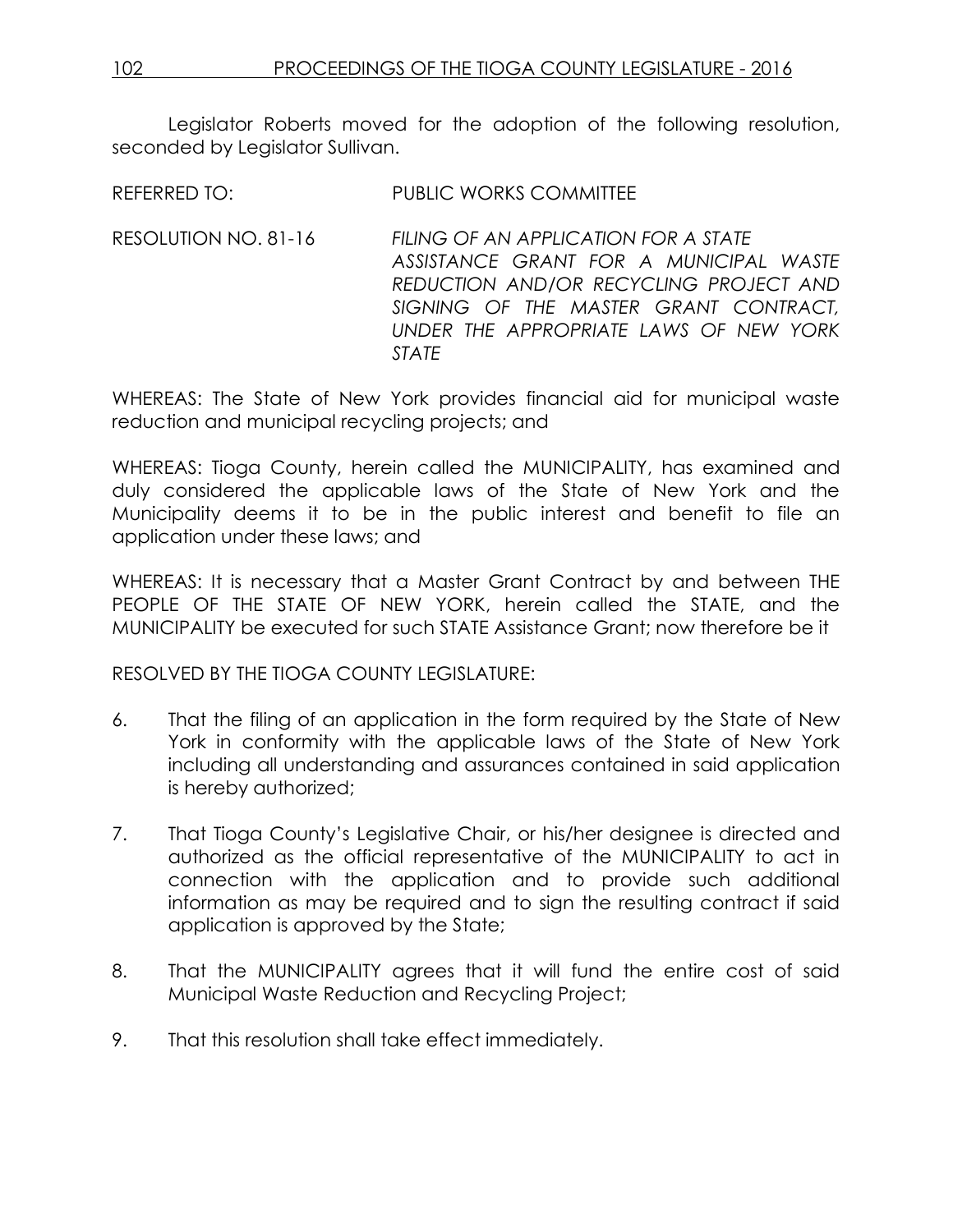Legislator Roberts moved for the adoption of the following resolution, seconded by Legislator Sullivan.

REFERRED TO: PUBLIC WORKS COMMITTEE

RESOLUTION NO. 81-16 *FILING OF AN APPLICATION FOR A STATE ASSISTANCE GRANT FOR A MUNICIPAL WASTE REDUCTION AND/OR RECYCLING PROJECT AND SIGNING OF THE MASTER GRANT CONTRACT, UNDER THE APPROPRIATE LAWS OF NEW YORK STATE*

WHEREAS: The State of New York provides financial aid for municipal waste reduction and municipal recycling projects; and

WHEREAS: Tioga County, herein called the MUNICIPALITY, has examined and duly considered the applicable laws of the State of New York and the Municipality deems it to be in the public interest and benefit to file an application under these laws; and

WHEREAS: It is necessary that a Master Grant Contract by and between THE PEOPLE OF THE STATE OF NEW YORK, herein called the STATE, and the MUNICIPALITY be executed for such STATE Assistance Grant; now therefore be it

RESOLVED BY THE TIOGA COUNTY LEGISLATURE:

6. That the filing of an application in the form required by the State of New York in conformity with the applicable laws of the State of New York including all understanding and assurances contained in said application is hereby authorized;

7. That Tioga County's Legislative Chair, or his/her designee is directed and authorized as the official representative of the MUNICIPALITY to act in connection with the application and to provide such additional information as may be required and to sign the resulting contract if said application is approved by the State;

8. That the MUNICIPALITY agrees that it will fund the entire cost of said Municipal Waste Reduction and Recycling Project;

9. That this resolution shall take effect immediately.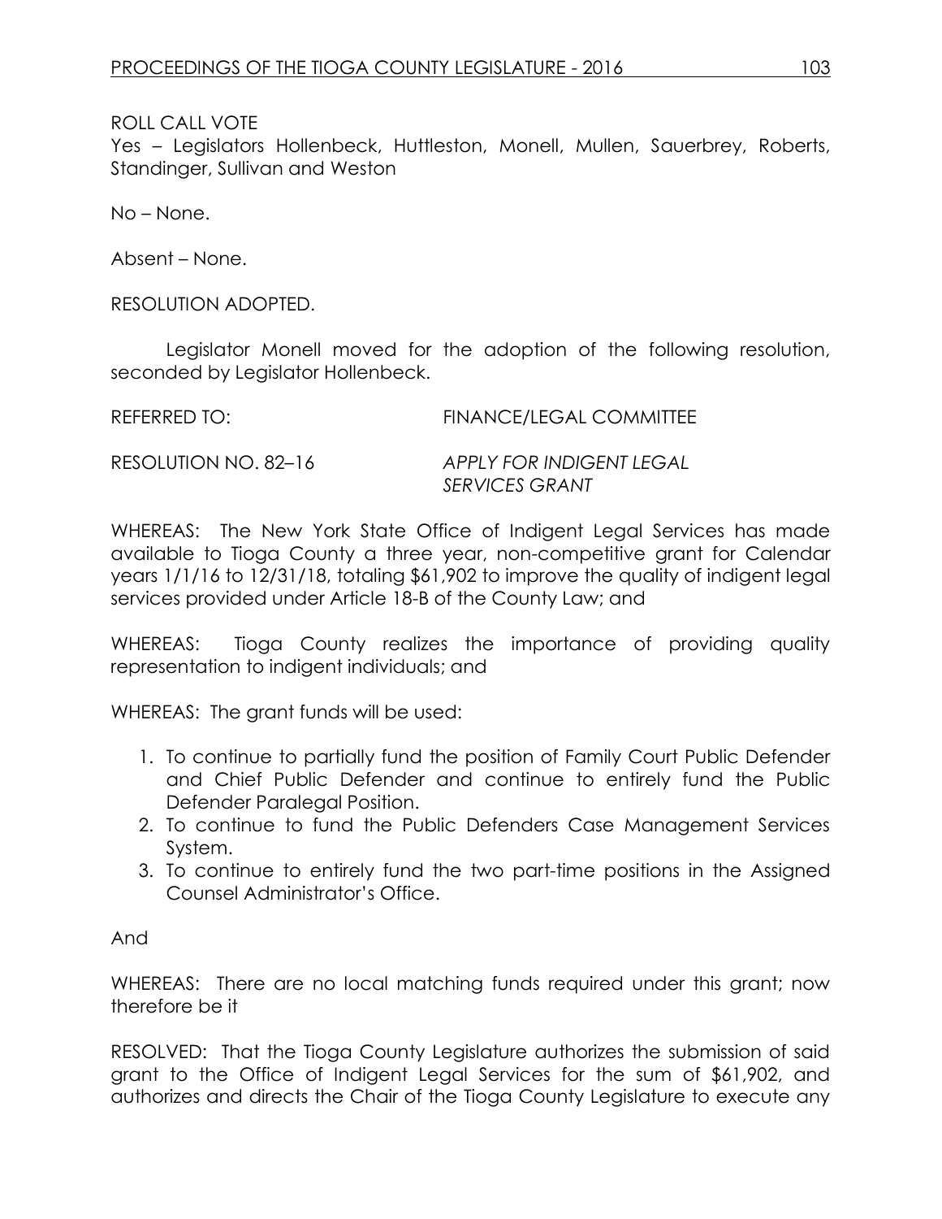ROLL CALL VOTE

Yes – Legislators Hollenbeck, Huttleston, Monell, Mullen, Sauerbrey, Roberts, Standinger, Sullivan and Weston

No – None.

Absent – None.

RESOLUTION ADOPTED.

Legislator Monell moved for the adoption of the following resolution, seconded by Legislator Hollenbeck.

REFERRED TO: FINANCE/LEGAL COMMITTEE

RESOLUTION NO. 82–16 *APPLY FOR INDIGENT LEGAL SERVICES GRANT*

WHEREAS: The New York State Office of Indigent Legal Services has made available to Tioga County a three year, non-competitive grant for Calendar years 1/1/16 to 12/31/18, totaling $61,902 to improve the quality of indigent legal services provided under Article 18-B of the County Law; and

WHEREAS: Tioga County realizes the importance of providing quality representation to indigent individuals; and

WHEREAS: The grant funds will be used:

1. To continue to partially fund the position of Family Court Public Defender and Chief Public Defender and continue to entirely fund the Public Defender Paralegal Position.
2. To continue to fund the Public Defenders Case Management Services System.
3. To continue to entirely fund the two part-time positions in the Assigned Counsel Administrator's Office.

And

WHEREAS: There are no local matching funds required under this grant; now therefore be it

RESOLVED: That the Tioga County Legislature authorizes the submission of said grant to the Office of Indigent Legal Services for the sum of $61,902, and authorizes and directs the Chair of the Tioga County Legislature to execute any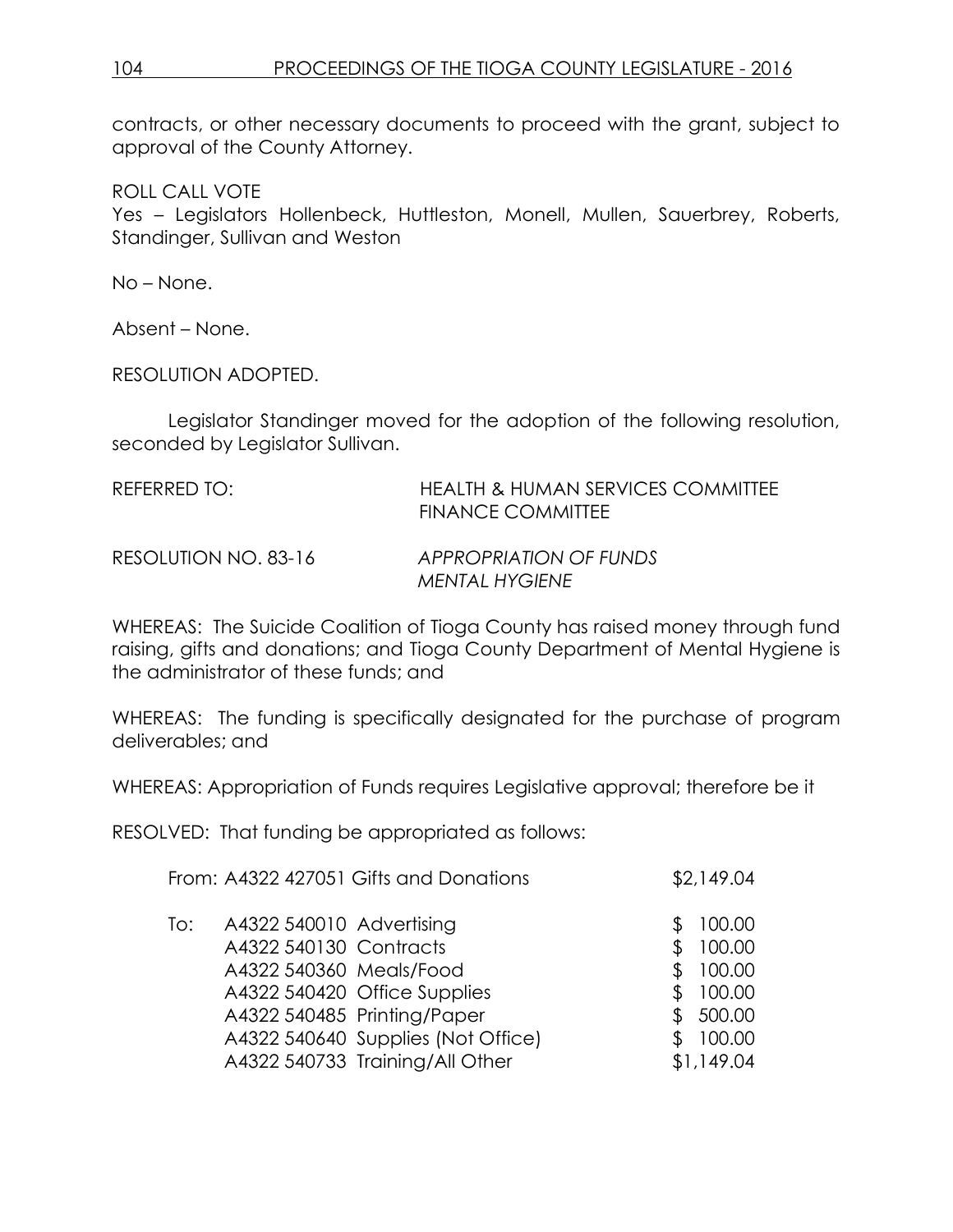contracts, or other necessary documents to proceed with the grant, subject to approval of the County Attorney.

ROLL CALL VOTE
Yes – Legislators Hollenbeck, Huttleston, Monell, Mullen, Sauerbrey, Roberts, Standinger, Sullivan and Weston

No – None.

Absent – None.

RESOLUTION ADOPTED.

Legislator Standinger moved for the adoption of the following resolution, seconded by Legislator Sullivan.

REFERRED TO: HEALTH & HUMAN SERVICES COMMITTEE
FINANCE COMMITTEE

RESOLUTION NO. 83-16 *APPROPRIATION OF FUNDS*
*MENTAL HYGIENE*

WHEREAS: The Suicide Coalition of Tioga County has raised money through fund raising, gifts and donations; and Tioga County Department of Mental Hygiene is the administrator of these funds; and

WHEREAS: The funding is specifically designated for the purchase of program deliverables; and

WHEREAS: Appropriation of Funds requires Legislative approval; therefore be it

RESOLVED: That funding be appropriated as follows:

| | | |
|---|---|---|
| From: | A4322 427051 Gifts and Donations | $2,149.04 |
| To: | A4322 540010 Advertising | $ 100.00 |
| | A4322 540130 Contracts | $ 100.00 |
| | A4322 540360 Meals/Food | $ 100.00 |
| | A4322 540420 Office Supplies | $ 100.00 |
| | A4322 540485 Printing/Paper | $ 500.00 |
| | A4322 540640 Supplies (Not Office) | $ 100.00 |
| | A4322 540733 Training/All Other | $1,149.04 |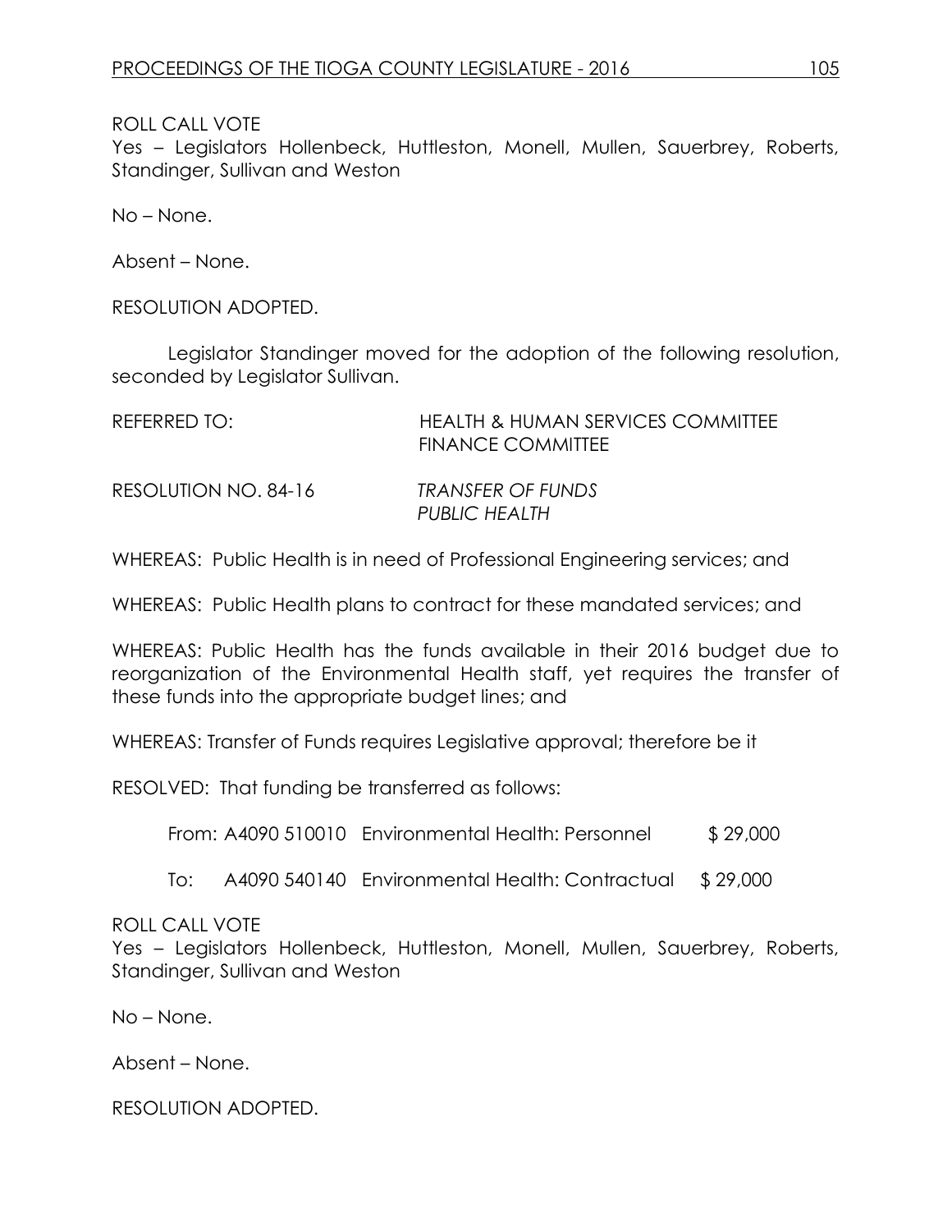ROLL CALL VOTE
Yes – Legislators Hollenbeck, Huttleston, Monell, Mullen, Sauerbrey, Roberts, Standinger, Sullivan and Weston

No – None.

Absent – None.

RESOLUTION ADOPTED.

Legislator Standinger moved for the adoption of the following resolution, seconded by Legislator Sullivan.

REFERRED TO: HEALTH & HUMAN SERVICES COMMITTEE
FINANCE COMMITTEE

RESOLUTION NO. 84-16 *TRANSFER OF FUNDS*
*PUBLIC HEALTH*

WHEREAS: Public Health is in need of Professional Engineering services; and

WHEREAS: Public Health plans to contract for these mandated services; and

WHEREAS: Public Health has the funds available in their 2016 budget due to reorganization of the Environmental Health staff, yet requires the transfer of these funds into the appropriate budget lines; and

WHEREAS: Transfer of Funds requires Legislative approval; therefore be it

RESOLVED: That funding be transferred as follows:

| | | | |
|---|---|---|---|
| From: | A4090 510010 | Environmental Health: Personnel | $ 29,000 |
| To: | A4090 540140 | Environmental Health: Contractual | $ 29,000 |

ROLL CALL VOTE
Yes – Legislators Hollenbeck, Huttleston, Monell, Mullen, Sauerbrey, Roberts, Standinger, Sullivan and Weston

No – None.

Absent – None.

RESOLUTION ADOPTED.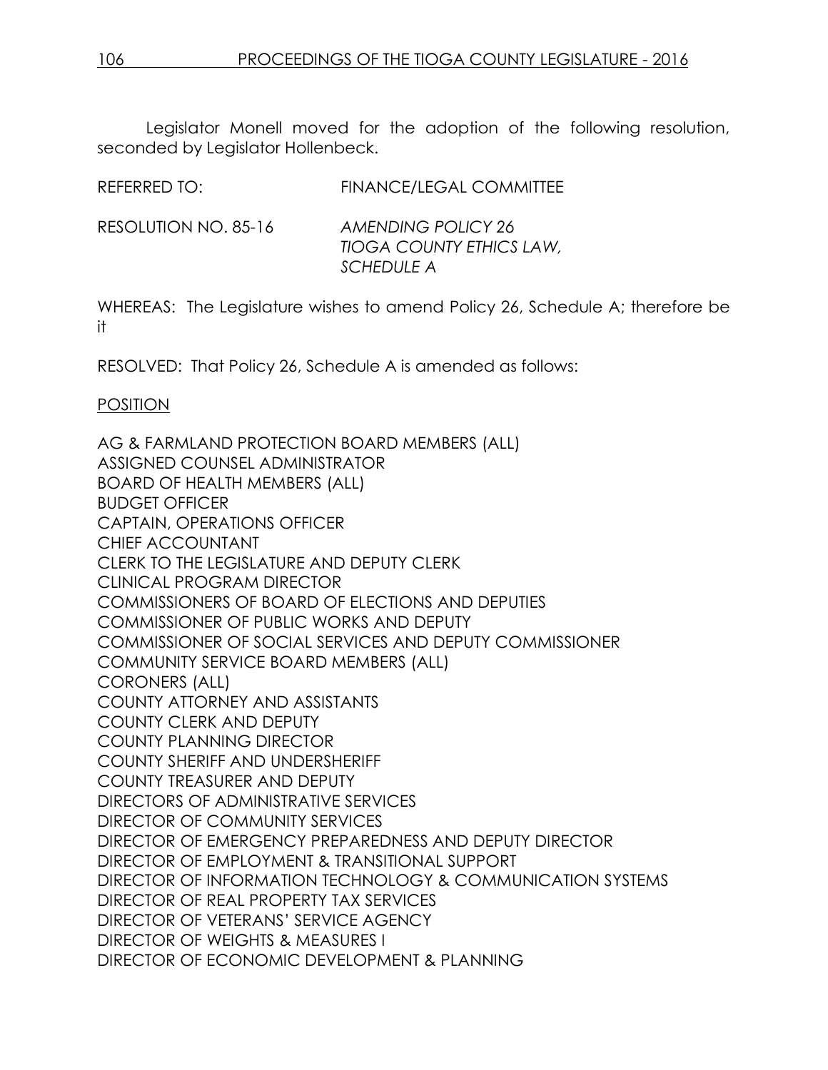Legislator Monell moved for the adoption of the following resolution, seconded by Legislator Hollenbeck.

REFERRED TO: FINANCE/LEGAL COMMITTEE

RESOLUTION NO. 85-16 *AMENDING POLICY 26 TIOGA COUNTY ETHICS LAW, SCHEDULE A*

WHEREAS: The Legislature wishes to amend Policy 26, Schedule A; therefore be it

RESOLVED: That Policy 26, Schedule A is amended as follows:

<u>POSITION</u>

AG & FARMLAND PROTECTION BOARD MEMBERS (ALL)
ASSIGNED COUNSEL ADMINISTRATOR
BOARD OF HEALTH MEMBERS (ALL)
BUDGET OFFICER
CAPTAIN, OPERATIONS OFFICER
CHIEF ACCOUNTANT
CLERK TO THE LEGISLATURE AND DEPUTY CLERK
CLINICAL PROGRAM DIRECTOR
COMMISSIONERS OF BOARD OF ELECTIONS AND DEPUTIES
COMMISSIONER OF PUBLIC WORKS AND DEPUTY
COMMISSIONER OF SOCIAL SERVICES AND DEPUTY COMMISSIONER
COMMUNITY SERVICE BOARD MEMBERS (ALL)
CORONERS (ALL)
COUNTY ATTORNEY AND ASSISTANTS
COUNTY CLERK AND DEPUTY
COUNTY PLANNING DIRECTOR
COUNTY SHERIFF AND UNDERSHERIFF
COUNTY TREASURER AND DEPUTY
DIRECTORS OF ADMINISTRATIVE SERVICES
DIRECTOR OF COMMUNITY SERVICES
DIRECTOR OF EMERGENCY PREPAREDNESS AND DEPUTY DIRECTOR
DIRECTOR OF EMPLOYMENT & TRANSITIONAL SUPPORT
DIRECTOR OF INFORMATION TECHNOLOGY & COMMUNICATION SYSTEMS
DIRECTOR OF REAL PROPERTY TAX SERVICES
DIRECTOR OF VETERANS' SERVICE AGENCY
DIRECTOR OF WEIGHTS & MEASURES I
DIRECTOR OF ECONOMIC DEVELOPMENT & PLANNING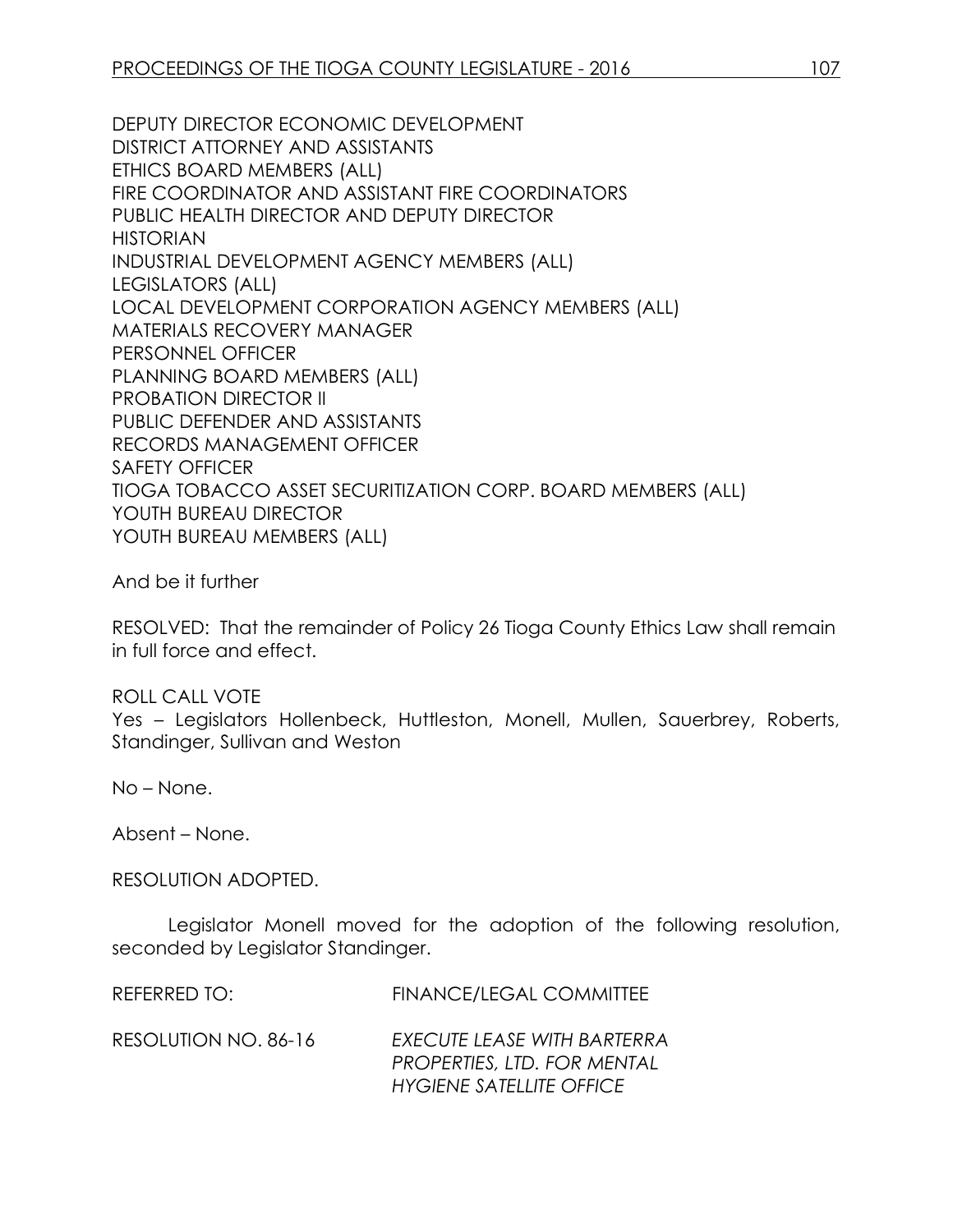DEPUTY DIRECTOR ECONOMIC DEVELOPMENT
DISTRICT ATTORNEY AND ASSISTANTS
ETHICS BOARD MEMBERS (ALL)
FIRE COORDINATOR AND ASSISTANT FIRE COORDINATORS
PUBLIC HEALTH DIRECTOR AND DEPUTY DIRECTOR
HISTORIAN
INDUSTRIAL DEVELOPMENT AGENCY MEMBERS (ALL)
LEGISLATORS (ALL)
LOCAL DEVELOPMENT CORPORATION AGENCY MEMBERS (ALL)
MATERIALS RECOVERY MANAGER
PERSONNEL OFFICER
PLANNING BOARD MEMBERS (ALL)
PROBATION DIRECTOR II
PUBLIC DEFENDER AND ASSISTANTS
RECORDS MANAGEMENT OFFICER
SAFETY OFFICER
TIOGA TOBACCO ASSET SECURITIZATION CORP. BOARD MEMBERS (ALL)
YOUTH BUREAU DIRECTOR
YOUTH BUREAU MEMBERS (ALL)

And be it further

RESOLVED: That the remainder of Policy 26 Tioga County Ethics Law shall remain in full force and effect.

ROLL CALL VOTE
Yes – Legislators Hollenbeck, Huttleston, Monell, Mullen, Sauerbrey, Roberts, Standinger, Sullivan and Weston

No – None.

Absent – None.

RESOLUTION ADOPTED.

Legislator Monell moved for the adoption of the following resolution, seconded by Legislator Standinger.

REFERRED TO: FINANCE/LEGAL COMMITTEE

RESOLUTION NO. 86-16 *EXECUTE LEASE WITH BARTERRA PROPERTIES, LTD. FOR MENTAL HYGIENE SATELLITE OFFICE*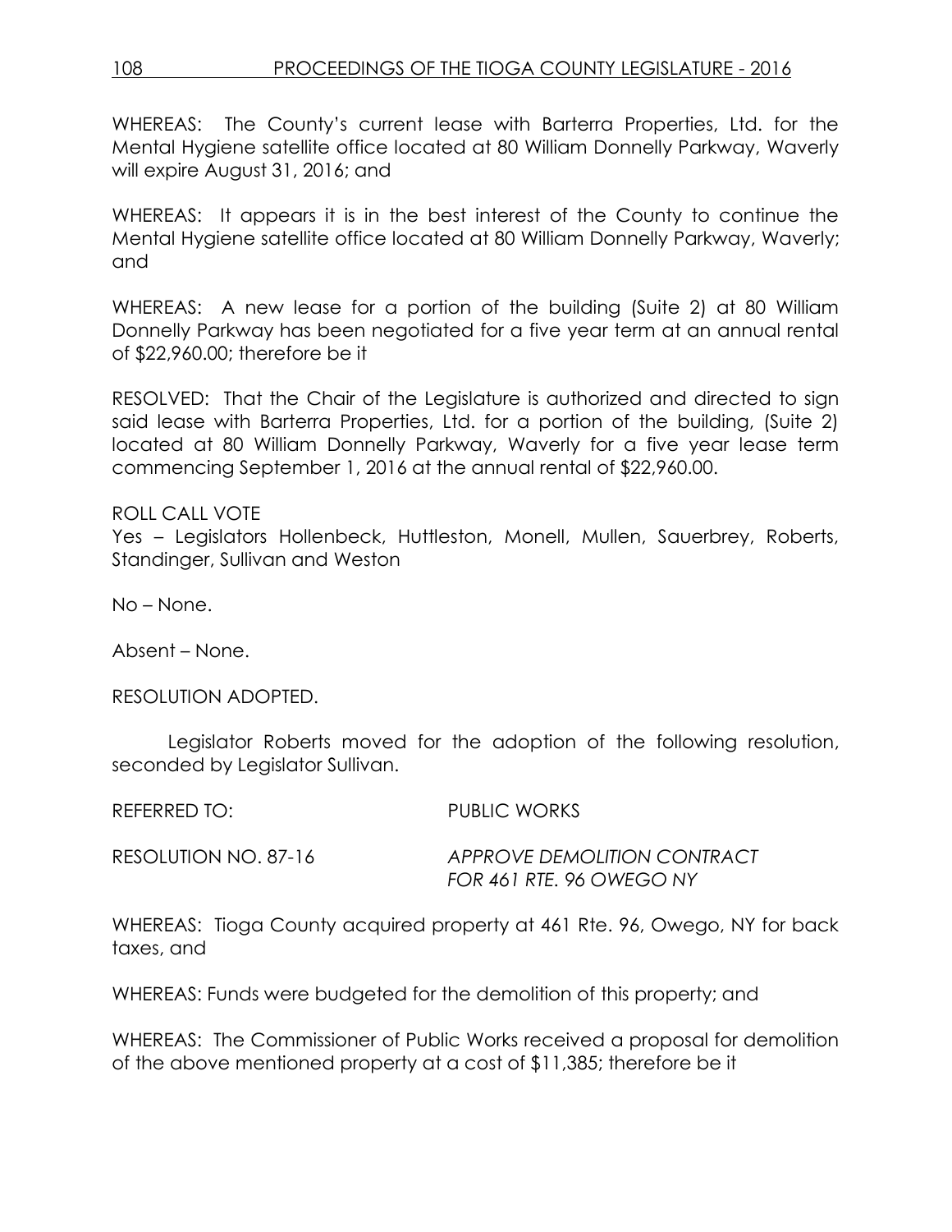WHEREAS: The County's current lease with Barterra Properties, Ltd. for the Mental Hygiene satellite office located at 80 William Donnelly Parkway, Waverly will expire August 31, 2016; and

WHEREAS: It appears it is in the best interest of the County to continue the Mental Hygiene satellite office located at 80 William Donnelly Parkway, Waverly; and

WHEREAS: A new lease for a portion of the building (Suite 2) at 80 William Donnelly Parkway has been negotiated for a five year term at an annual rental of $22,960.00; therefore be it

RESOLVED: That the Chair of the Legislature is authorized and directed to sign said lease with Barterra Properties, Ltd. for a portion of the building, (Suite 2) located at 80 William Donnelly Parkway, Waverly for a five year lease term commencing September 1, 2016 at the annual rental of $22,960.00.

ROLL CALL VOTE
Yes – Legislators Hollenbeck, Huttleston, Monell, Mullen, Sauerbrey, Roberts, Standinger, Sullivan and Weston

No – None.

Absent – None.

RESOLUTION ADOPTED.

Legislator Roberts moved for the adoption of the following resolution, seconded by Legislator Sullivan.

REFERRED TO: PUBLIC WORKS

RESOLUTION NO. 87-16 *APPROVE DEMOLITION CONTRACT FOR 461 RTE. 96 OWEGO NY*

WHEREAS: Tioga County acquired property at 461 Rte. 96, Owego, NY for back taxes, and

WHEREAS: Funds were budgeted for the demolition of this property; and

WHEREAS: The Commissioner of Public Works received a proposal for demolition of the above mentioned property at a cost of $11,385; therefore be it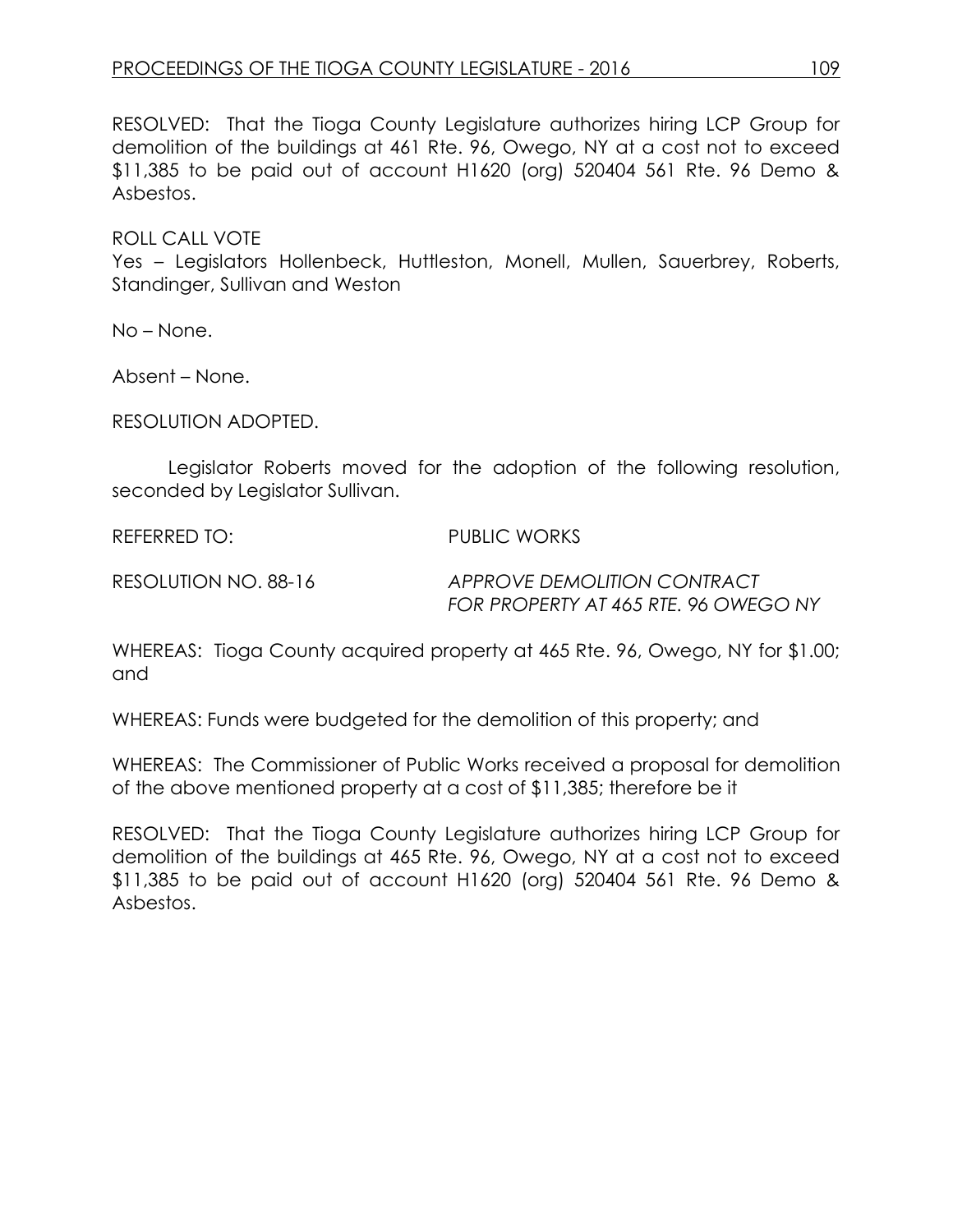RESOLVED: That the Tioga County Legislature authorizes hiring LCP Group for demolition of the buildings at 461 Rte. 96, Owego, NY at a cost not to exceed $11,385 to be paid out of account H1620 (org) 520404 561 Rte. 96 Demo & Asbestos.

ROLL CALL VOTE
Yes – Legislators Hollenbeck, Huttleston, Monell, Mullen, Sauerbrey, Roberts, Standinger, Sullivan and Weston

No – None.

Absent – None.

RESOLUTION ADOPTED.

Legislator Roberts moved for the adoption of the following resolution, seconded by Legislator Sullivan.

REFERRED TO: PUBLIC WORKS

RESOLUTION NO. 88-16 *APPROVE DEMOLITION CONTRACT FOR PROPERTY AT 465 RTE. 96 OWEGO NY*

WHEREAS: Tioga County acquired property at 465 Rte. 96, Owego, NY for $1.00; and

WHEREAS: Funds were budgeted for the demolition of this property; and

WHEREAS: The Commissioner of Public Works received a proposal for demolition of the above mentioned property at a cost of $11,385; therefore be it

RESOLVED: That the Tioga County Legislature authorizes hiring LCP Group for demolition of the buildings at 465 Rte. 96, Owego, NY at a cost not to exceed $11,385 to be paid out of account H1620 (org) 520404 561 Rte. 96 Demo & Asbestos.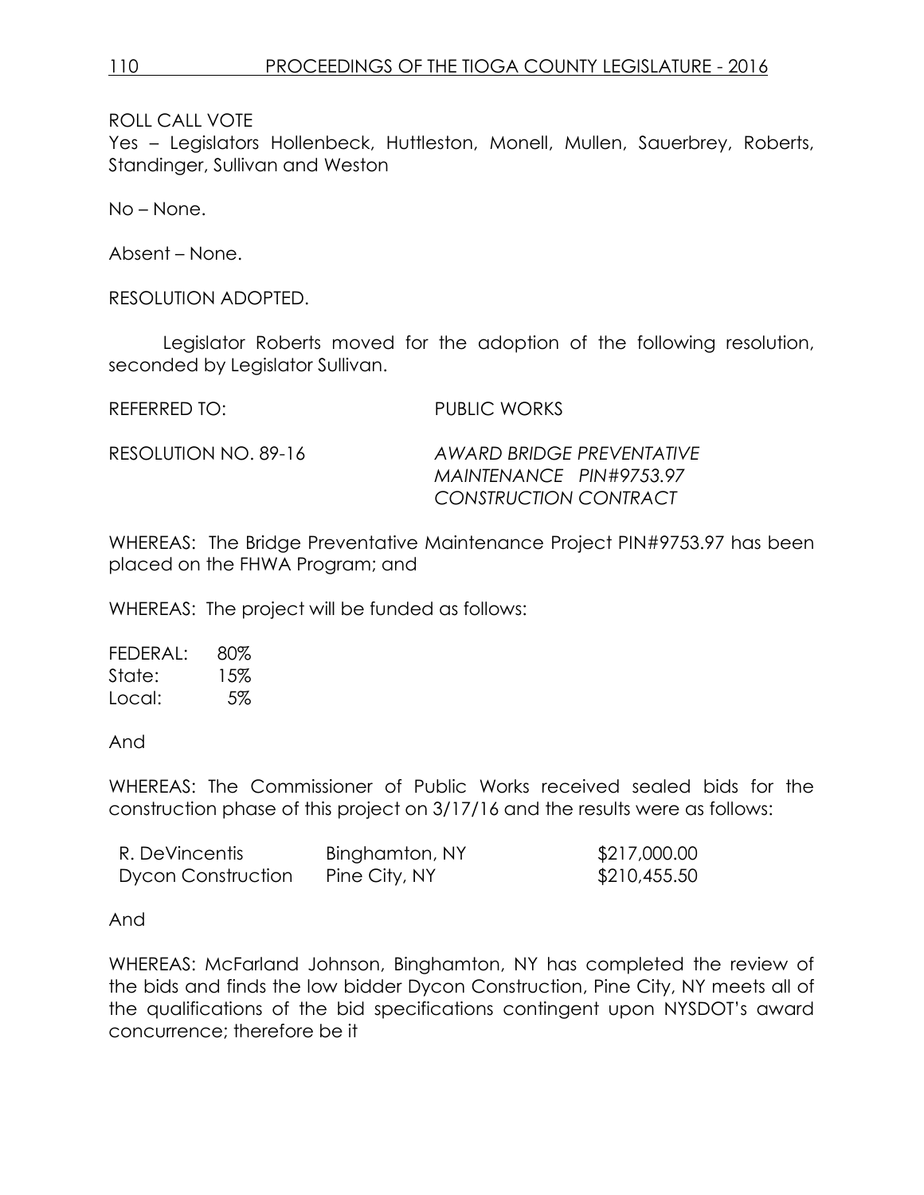ROLL CALL VOTE
Yes – Legislators Hollenbeck, Huttleston, Monell, Mullen, Sauerbrey, Roberts, Standinger, Sullivan and Weston

No – None.

Absent – None.

RESOLUTION ADOPTED.

Legislator Roberts moved for the adoption of the following resolution, seconded by Legislator Sullivan.

REFERRED TO: PUBLIC WORKS

RESOLUTION NO. 89-16 *AWARD BRIDGE PREVENTATIVE MAINTENANCE PIN#9753.97 CONSTRUCTION CONTRACT*

WHEREAS: The Bridge Preventative Maintenance Project PIN#9753.97 has been placed on the FHWA Program; and

WHEREAS: The project will be funded as follows:

| | |
|---|---|
| FEDERAL: | 80% |
| State: | 15% |
| Local: | 5% |

And

WHEREAS: The Commissioner of Public Works received sealed bids for the construction phase of this project on 3/17/16 and the results were as follows:

| | | |
|---|---|---|
| R. DeVincentis | Binghamton, NY | $217,000.00 |
| Dycon Construction | Pine City, NY | $210,455.50 |

And

WHEREAS: McFarland Johnson, Binghamton, NY has completed the review of the bids and finds the low bidder Dycon Construction, Pine City, NY meets all of the qualifications of the bid specifications contingent upon NYSDOT's award concurrence; therefore be it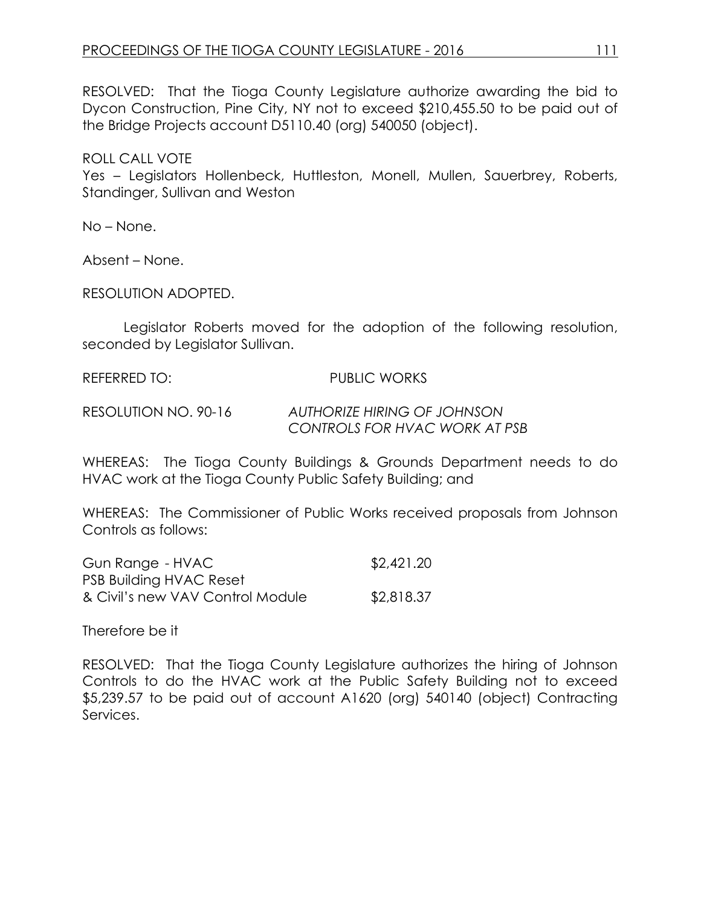RESOLVED: That the Tioga County Legislature authorize awarding the bid to Dycon Construction, Pine City, NY not to exceed $210,455.50 to be paid out of the Bridge Projects account D5110.40 (org) 540050 (object).

ROLL CALL VOTE
Yes – Legislators Hollenbeck, Huttleston, Monell, Mullen, Sauerbrey, Roberts, Standinger, Sullivan and Weston

No – None.

Absent – None.

RESOLUTION ADOPTED.

Legislator Roberts moved for the adoption of the following resolution, seconded by Legislator Sullivan.

REFERRED TO: PUBLIC WORKS

RESOLUTION NO. 90-16 *AUTHORIZE HIRING OF JOHNSON CONTROLS FOR HVAC WORK AT PSB*

WHEREAS: The Tioga County Buildings & Grounds Department needs to do HVAC work at the Tioga County Public Safety Building; and

WHEREAS: The Commissioner of Public Works received proposals from Johnson Controls as follows:

| | |
|---|---|
| Gun Range - HVAC | $2,421.20 |
| PSB Building HVAC Reset & Civil's new VAV Control Module | $2,818.37 |

Therefore be it

RESOLVED: That the Tioga County Legislature authorizes the hiring of Johnson Controls to do the HVAC work at the Public Safety Building not to exceed $5,239.57 to be paid out of account A1620 (org) 540140 (object) Contracting Services.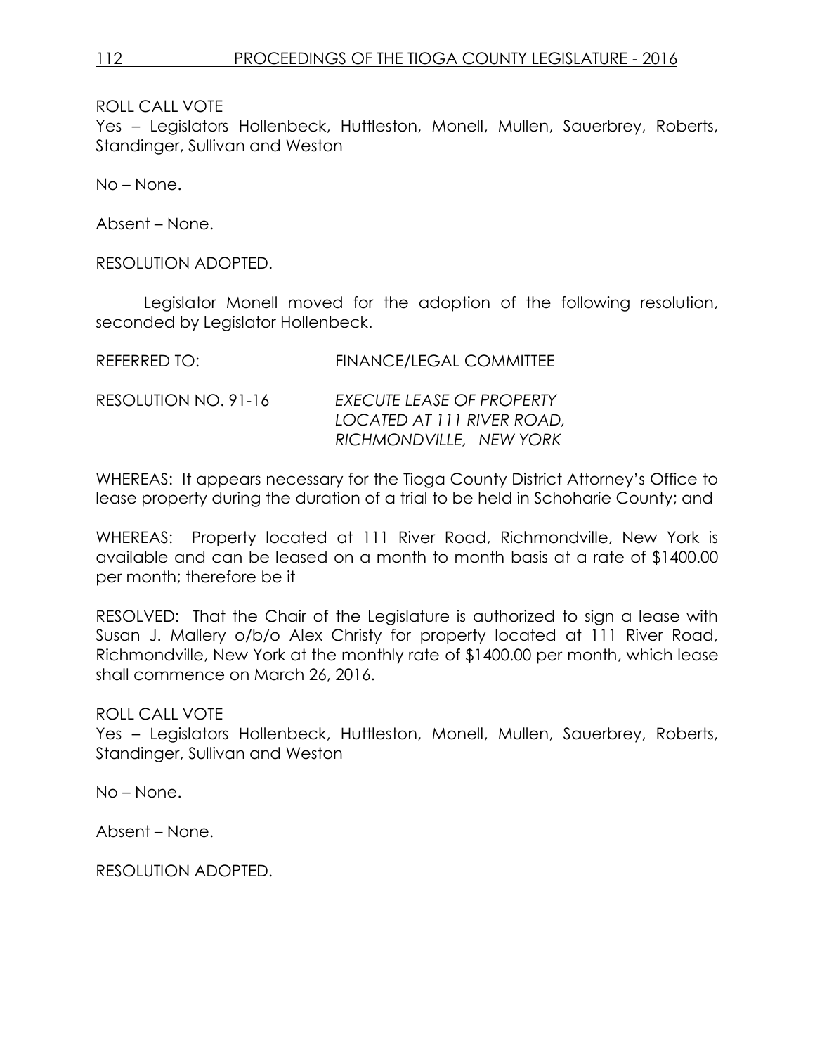ROLL CALL VOTE
Yes – Legislators Hollenbeck, Huttleston, Monell, Mullen, Sauerbrey, Roberts, Standinger, Sullivan and Weston

No – None.

Absent – None.

RESOLUTION ADOPTED.

Legislator Monell moved for the adoption of the following resolution, seconded by Legislator Hollenbeck.

REFERRED TO: FINANCE/LEGAL COMMITTEE

RESOLUTION NO. 91-16 *EXECUTE LEASE OF PROPERTY LOCATED AT 111 RIVER ROAD, RICHMONDVILLE, NEW YORK*

WHEREAS: It appears necessary for the Tioga County District Attorney's Office to lease property during the duration of a trial to be held in Schoharie County; and

WHEREAS: Property located at 111 River Road, Richmondville, New York is available and can be leased on a month to month basis at a rate of $1400.00 per month; therefore be it

RESOLVED: That the Chair of the Legislature is authorized to sign a lease with Susan J. Mallery o/b/o Alex Christy for property located at 111 River Road, Richmondville, New York at the monthly rate of $1400.00 per month, which lease shall commence on March 26, 2016.

ROLL CALL VOTE
Yes – Legislators Hollenbeck, Huttleston, Monell, Mullen, Sauerbrey, Roberts, Standinger, Sullivan and Weston

No – None.

Absent – None.

RESOLUTION ADOPTED.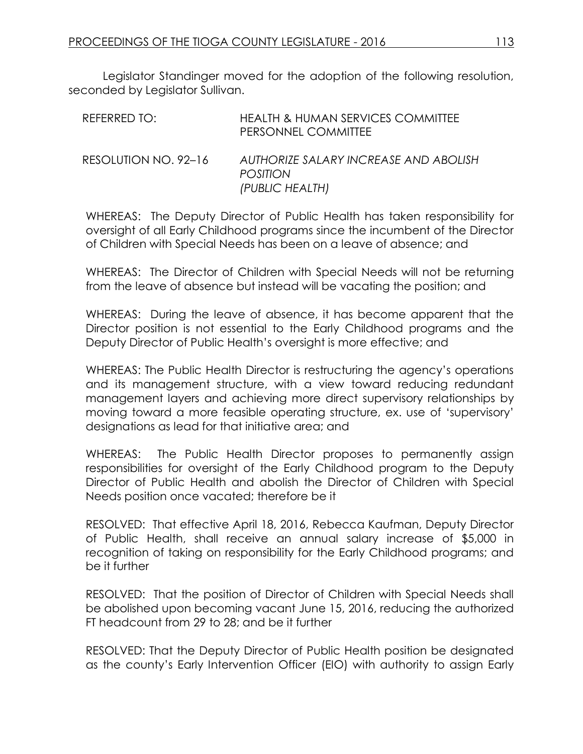Legislator Standinger moved for the adoption of the following resolution, seconded by Legislator Sullivan.

| | |
|---|---|
| REFERRED TO: | HEALTH & HUMAN SERVICES COMMITTEE<br>PERSONNEL COMMITTEE |
| RESOLUTION NO. 92–16 | *AUTHORIZE SALARY INCREASE AND ABOLISH POSITION (PUBLIC HEALTH)* |

WHEREAS: The Deputy Director of Public Health has taken responsibility for oversight of all Early Childhood programs since the incumbent of the Director of Children with Special Needs has been on a leave of absence; and

WHEREAS: The Director of Children with Special Needs will not be returning from the leave of absence but instead will be vacating the position; and

WHEREAS: During the leave of absence, it has become apparent that the Director position is not essential to the Early Childhood programs and the Deputy Director of Public Health's oversight is more effective; and

WHEREAS: The Public Health Director is restructuring the agency's operations and its management structure, with a view toward reducing redundant management layers and achieving more direct supervisory relationships by moving toward a more feasible operating structure, ex. use of 'supervisory' designations as lead for that initiative area; and

WHEREAS: The Public Health Director proposes to permanently assign responsibilities for oversight of the Early Childhood program to the Deputy Director of Public Health and abolish the Director of Children with Special Needs position once vacated; therefore be it

RESOLVED: That effective April 18, 2016, Rebecca Kaufman, Deputy Director of Public Health, shall receive an annual salary increase of $5,000 in recognition of taking on responsibility for the Early Childhood programs; and be it further

RESOLVED: That the position of Director of Children with Special Needs shall be abolished upon becoming vacant June 15, 2016, reducing the authorized FT headcount from 29 to 28; and be it further

RESOLVED: That the Deputy Director of Public Health position be designated as the county's Early Intervention Officer (EIO) with authority to assign Early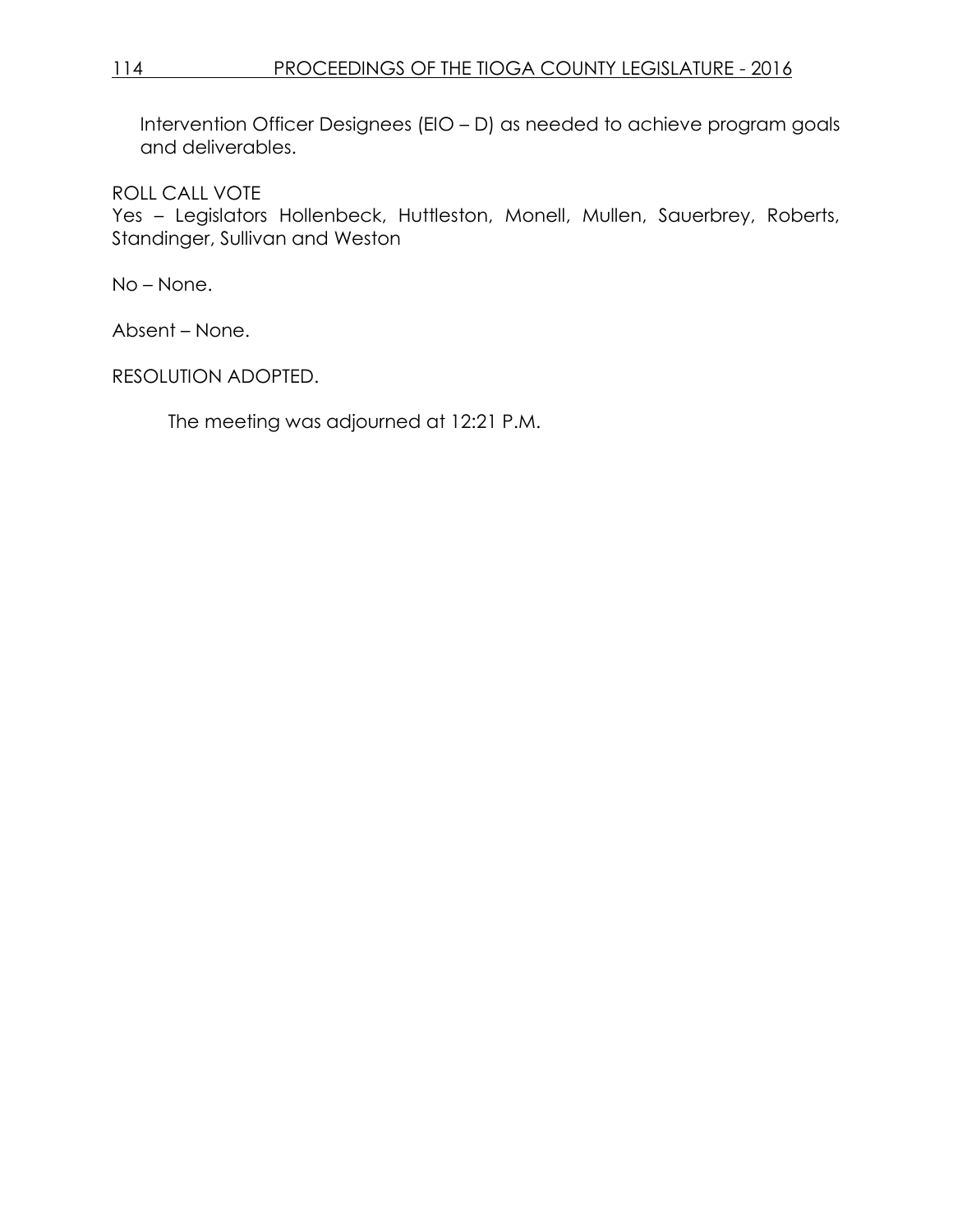Intervention Officer Designees (EIO – D) as needed to achieve program goals and deliverables.

ROLL CALL VOTE
Yes – Legislators Hollenbeck, Huttleston, Monell, Mullen, Sauerbrey, Roberts, Standinger, Sullivan and Weston

No – None.

Absent – None.

RESOLUTION ADOPTED.

The meeting was adjourned at 12:21 P.M.